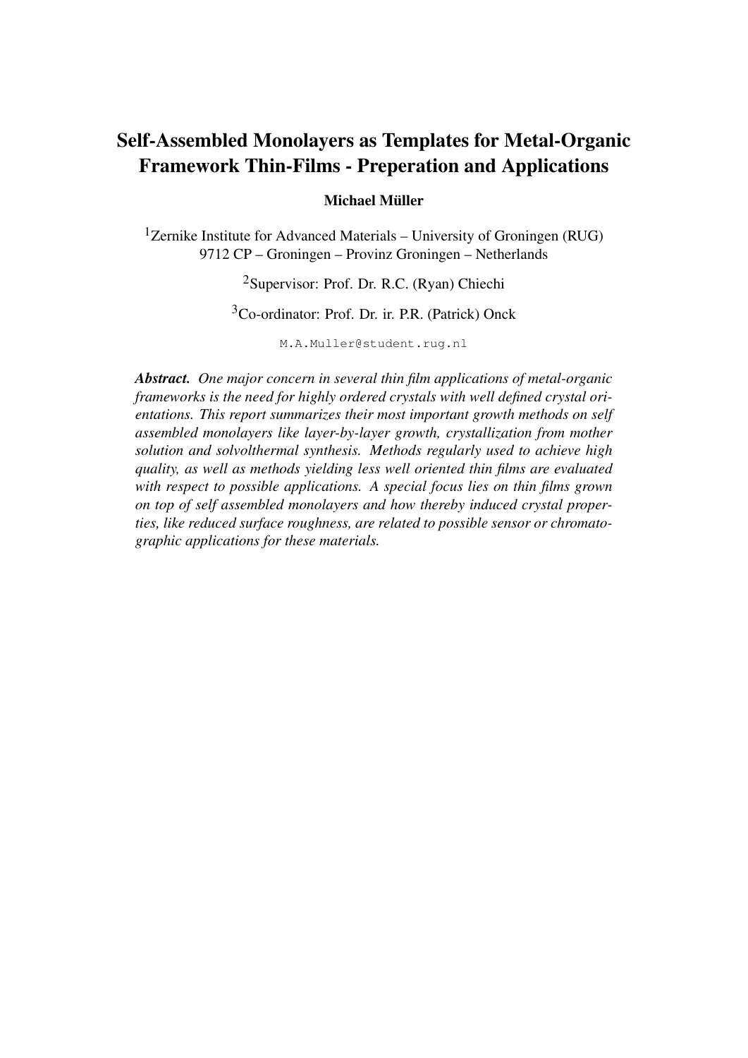# Self-Assembled Monolayers as Templates for Metal-Organic Framework Thin-Films - Preperation and Applications

**Michael Müller**

[1]Zernike Institute for Advanced Materials – University of Groningen (RUG)
9712 CP – Groningen – Provinz Groningen – Netherlands

[2]Supervisor: Prof. Dr. R.C. (Ryan) Chiechi

[3]Co-ordinator: Prof. Dr. ir. P.R. (Patrick) Onck

M.A.Muller@student.rug.nl

***Abstract.*** *One major concern in several thin film applications of metal-organic frameworks is the need for highly ordered crystals with well defined crystal orientations. This report summarizes their most important growth methods on self assembled monolayers like layer-by-layer growth, crystallization from mother solution and solvolthermal synthesis. Methods regularly used to achieve high quality, as well as methods yielding less well oriented thin films are evaluated with respect to possible applications. A special focus lies on thin films grown on top of self assembled monolayers and how thereby induced crystal properties, like reduced surface roughness, are related to possible sensor or chromatographic applications for these materials.*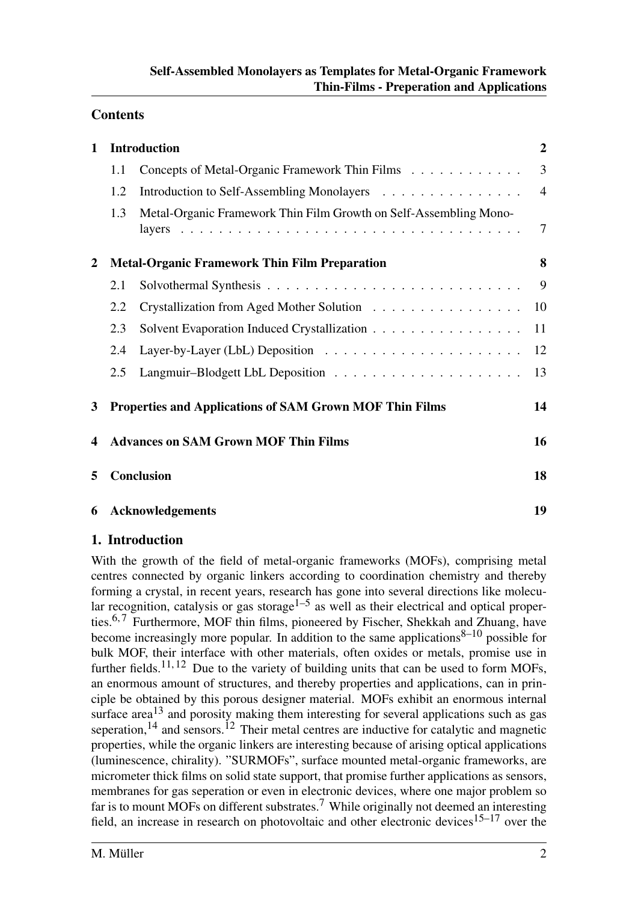## Contents

| | | |
|---|---|---|
| **1** | **Introduction** | **2** |
| 1.1 | Concepts of Metal-Organic Framework Thin Films | 3 |
| 1.2 | Introduction to Self-Assembling Monolayers | 4 |
| 1.3 | Metal-Organic Framework Thin Film Growth on Self-Assembling Monolayers | 7 |
| **2** | **Metal-Organic Framework Thin Film Preparation** | **8** |
| 2.1 | Solvothermal Synthesis | 9 |
| 2.2 | Crystallization from Aged Mother Solution | 10 |
| 2.3 | Solvent Evaporation Induced Crystallization | 11 |
| 2.4 | Layer-by-Layer (LbL) Deposition | 12 |
| 2.5 | Langmuir–Blodgett LbL Deposition | 13 |
| **3** | **Properties and Applications of SAM Grown MOF Thin Films** | **14** |
| **4** | **Advances on SAM Grown MOF Thin Films** | **16** |
| **5** | **Conclusion** | **18** |
| **6** | **Acknowledgements** | **19** |

# 1. Introduction

With the growth of the field of metal-organic frameworks (MOFs), comprising metal centres connected by organic linkers according to coordination chemistry and thereby forming a crystal, in recent years, research has gone into several directions like molecular recognition, catalysis or gas storage[1–5] as well as their electrical and optical properties.[6,7] Furthermore, MOF thin films, pioneered by Fischer, Shekkah and Zhuang, have become increasingly more popular. In addition to the same applications[8–10] possible for bulk MOF, their interface with other materials, often oxides or metals, promise use in further fields.[11,12] Due to the variety of building units that can be used to form MOFs, an enormous amount of structures, and thereby properties and applications, can in principle be obtained by this porous designer material. MOFs exhibit an enormous internal surface area[13] and porosity making them interesting for several applications such as gas seperation,[14] and sensors.[12] Their metal centres are inductive for catalytic and magnetic properties, while the organic linkers are interesting because of arising optical applications (luminescence, chirality). "SURMOFs", surface mounted metal-organic frameworks, are micrometer thick films on solid state support, that promise further applications as sensors, membranes for gas seperation or even in electronic devices, where one major problem so far is to mount MOFs on different substrates.[7] While originally not deemed an interesting field, an increase in research on photovoltaic and other electronic devices[15–17] over the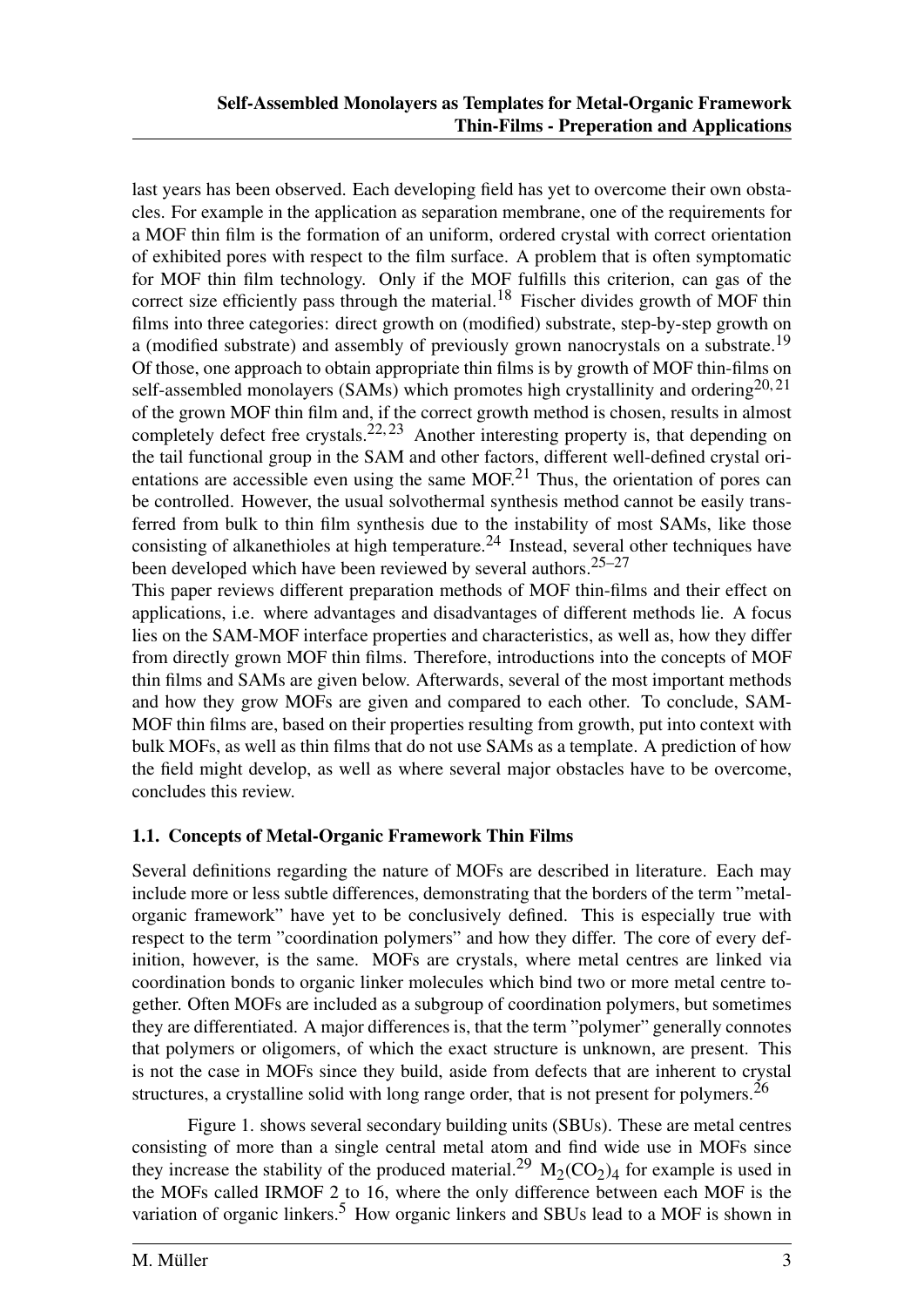last years has been observed. Each developing field has yet to overcome their own obstacles. For example in the application as separation membrane, one of the requirements for a MOF thin film is the formation of an uniform, ordered crystal with correct orientation of exhibited pores with respect to the film surface. A problem that is often symptomatic for MOF thin film technology. Only if the MOF fulfills this criterion, can gas of the correct size efficiently pass through the material.[18] Fischer divides growth of MOF thin films into three categories: direct growth on (modified) substrate, step-by-step growth on a (modified substrate) and assembly of previously grown nanocrystals on a substrate.[19] Of those, one approach to obtain appropriate thin films is by growth of MOF thin-films on self-assembled monolayers (SAMs) which promotes high crystallinity and ordering[20,21] of the grown MOF thin film and, if the correct growth method is chosen, results in almost completely defect free crystals.[22,23] Another interesting property is, that depending on the tail functional group in the SAM and other factors, different well-defined crystal orientations are accessible even using the same MOF.[21] Thus, the orientation of pores can be controlled. However, the usual solvothermal synthesis method cannot be easily transferred from bulk to thin film synthesis due to the instability of most SAMs, like those consisting of alkanethioles at high temperature.[24] Instead, several other techniques have been developed which have been reviewed by several authors.[25–27]
This paper reviews different preparation methods of MOF thin-films and their effect on applications, i.e. where advantages and disadvantages of different methods lie. A focus lies on the SAM-MOF interface properties and characteristics, as well as, how they differ from directly grown MOF thin films. Therefore, introductions into the concepts of MOF thin films and SAMs are given below. Afterwards, several of the most important methods and how they grow MOFs are given and compared to each other. To conclude, SAM-MOF thin films are, based on their properties resulting from growth, put into context with bulk MOFs, as well as thin films that do not use SAMs as a template. A prediction of how the field might develop, as well as where several major obstacles have to be overcome, concludes this review.

### 1.1. Concepts of Metal-Organic Framework Thin Films

Several definitions regarding the nature of MOFs are described in literature. Each may include more or less subtle differences, demonstrating that the borders of the term "metal-organic framework" have yet to be conclusively defined. This is especially true with respect to the term "coordination polymers" and how they differ. The core of every definition, however, is the same. MOFs are crystals, where metal centres are linked via coordination bonds to organic linker molecules which bind two or more metal centre together. Often MOFs are included as a subgroup of coordination polymers, but sometimes they are differentiated. A major differences is, that the term "polymer" generally connotes that polymers or oligomers, of which the exact structure is unknown, are present. This is not the case in MOFs since they build, aside from defects that are inherent to crystal structures, a crystalline solid with long range order, that is not present for polymers.[26]

Figure 1. shows several secondary building units (SBUs). These are metal centres consisting of more than a single central metal atom and find wide use in MOFs since they increase the stability of the produced material.[29] $M_2(CO_2)_4$ for example is used in the MOFs called IRMOF 2 to 16, where the only difference between each MOF is the variation of organic linkers.[5] How organic linkers and SBUs lead to a MOF is shown in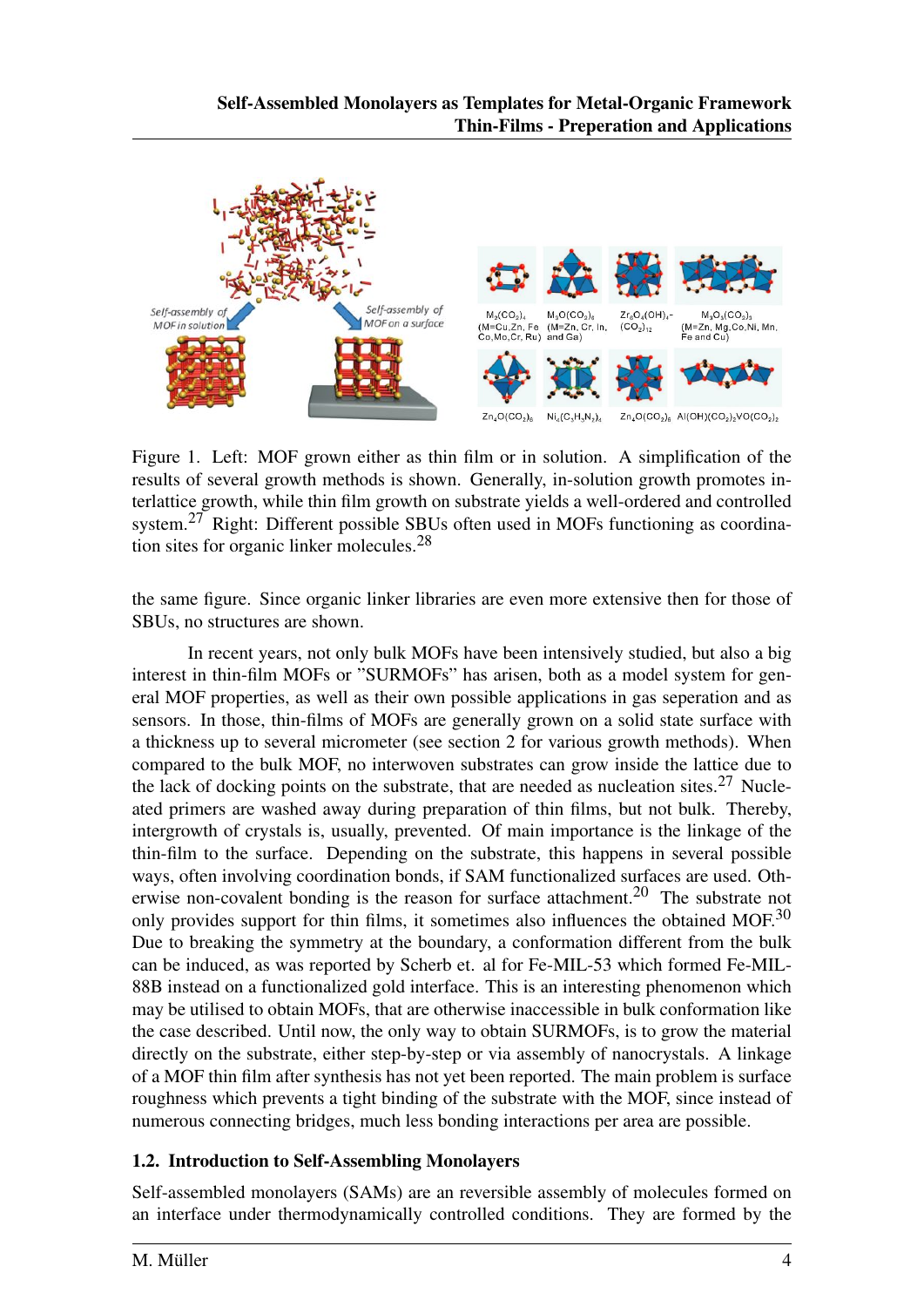Figure 1. Left: MOF grown either as thin film or in solution. A simplification of the results of several growth methods is shown. Generally, in-solution growth promotes interlattice growth, while thin film growth on substrate yields a well-ordered and controlled system.[27] Right: Different possible SBUs often used in MOFs functioning as coordination sites for organic linker molecules.[28]

the same figure. Since organic linker libraries are even more extensive then for those of SBUs, no structures are shown.

In recent years, not only bulk MOFs have been intensively studied, but also a big interest in thin-film MOFs or "SURMOFs" has arisen, both as a model system for general MOF properties, as well as their own possible applications in gas seperation and as sensors. In those, thin-films of MOFs are generally grown on a solid state surface with a thickness up to several micrometer (see section 2 for various growth methods). When compared to the bulk MOF, no interwoven substrates can grow inside the lattice due to the lack of docking points on the substrate, that are needed as nucleation sites.[27] Nucleated primers are washed away during preparation of thin films, but not bulk. Thereby, intergrowth of crystals is, usually, prevented. Of main importance is the linkage of the thin-film to the surface. Depending on the substrate, this happens in several possible ways, often involving coordination bonds, if SAM functionalized surfaces are used. Otherwise non-covalent bonding is the reason for surface attachment.[20] The substrate not only provides support for thin films, it sometimes also influences the obtained MOF.[30] Due to breaking the symmetry at the boundary, a conformation different from the bulk can be induced, as was reported by Scherb et. al for Fe-MIL-53 which formed Fe-MIL-88B instead on a functionalized gold interface. This is an interesting phenomenon which may be utilised to obtain MOFs, that are otherwise inaccessible in bulk conformation like the case described. Until now, the only way to obtain SURMOFs, is to grow the material directly on the substrate, either step-by-step or via assembly of nanocrystals. A linkage of a MOF thin film after synthesis has not yet been reported. The main problem is surface roughness which prevents a tight binding of the substrate with the MOF, since instead of numerous connecting bridges, much less bonding interactions per area are possible.

### 1.2. Introduction to Self-Assembling Monolayers

Self-assembled monolayers (SAMs) are an reversible assembly of molecules formed on an interface under thermodynamically controlled conditions. They are formed by the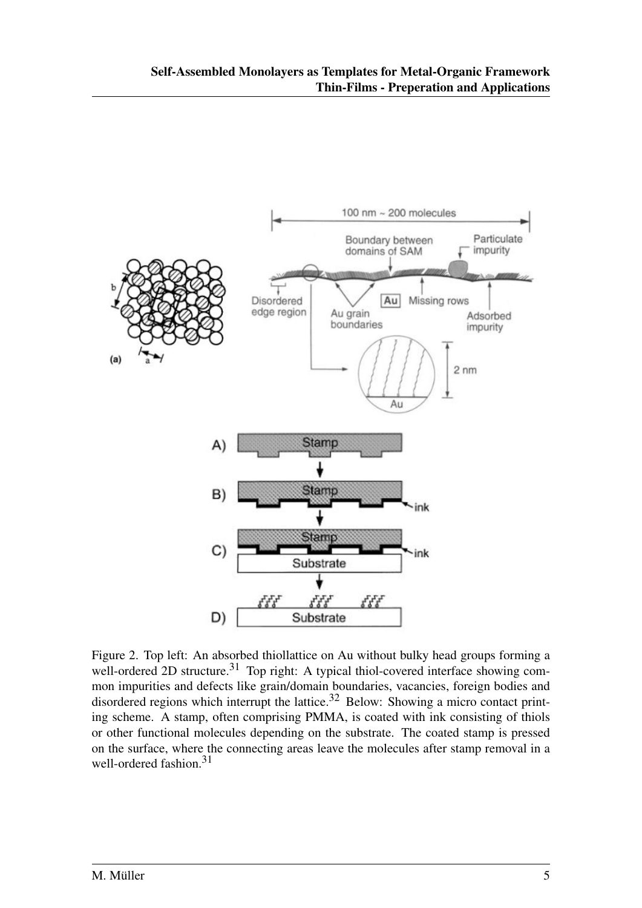Figure 2. Top left: An absorbed thiollattice on Au without bulky head groups forming a well-ordered 2D structure.[31] Top right: A typical thiol-covered interface showing common impurities and defects like grain/domain boundaries, vacancies, foreign bodies and disordered regions which interrupt the lattice.[32] Below: Showing a micro contact printing scheme. A stamp, often comprising PMMA, is coated with ink consisting of thiols or other functional molecules depending on the substrate. The coated stamp is pressed on the surface, where the connecting areas leave the molecules after stamp removal in a well-ordered fashion.[31]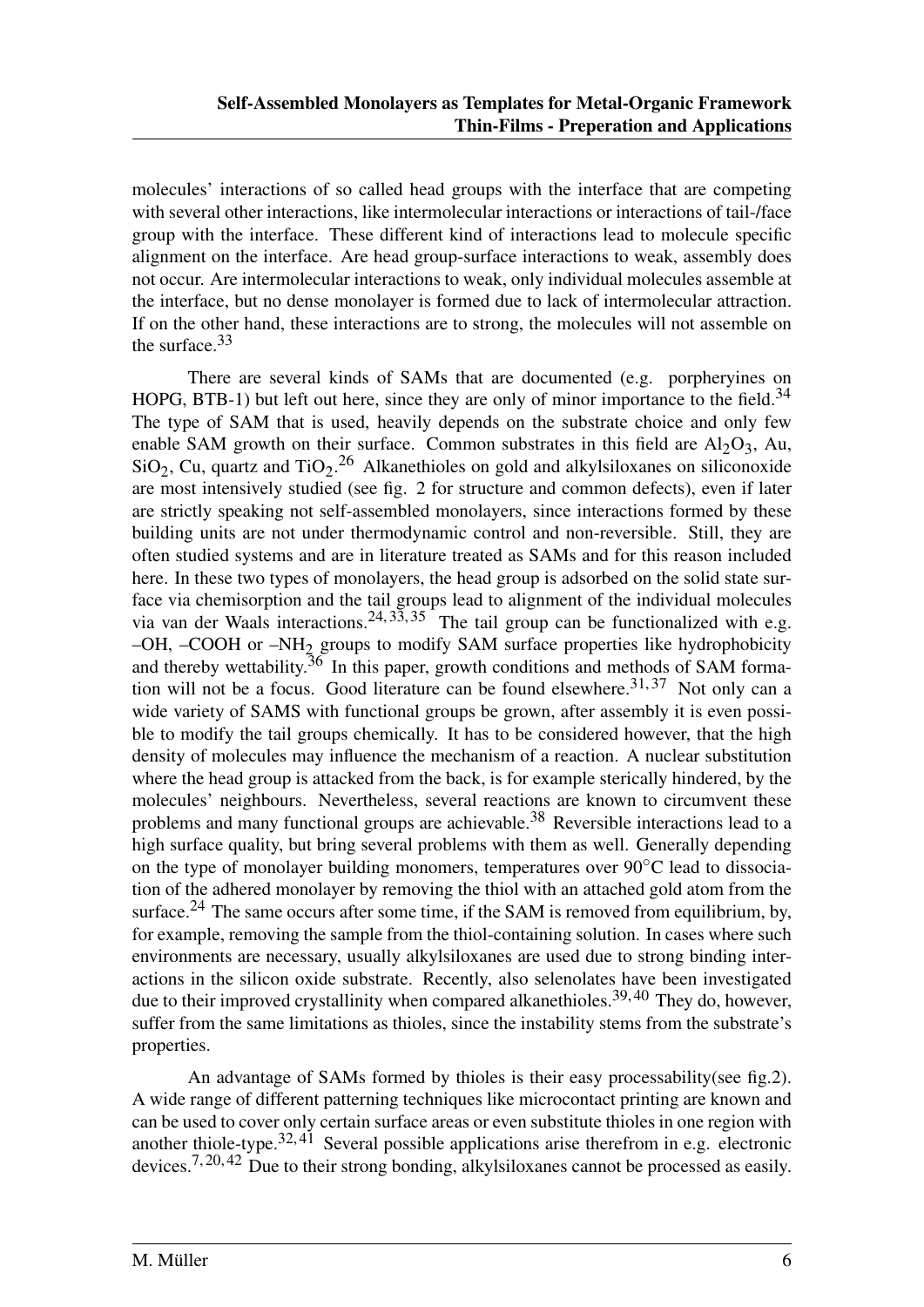molecules' interactions of so called head groups with the interface that are competing with several other interactions, like intermolecular interactions or interactions of tail-/face group with the interface. These different kind of interactions lead to molecule specific alignment on the interface. Are head group-surface interactions to weak, assembly does not occur. Are intermolecular interactions to weak, only individual molecules assemble at the interface, but no dense monolayer is formed due to lack of intermolecular attraction. If on the other hand, these interactions are to strong, the molecules will not assemble on the surface.[33]

There are several kinds of SAMs that are documented (e.g. porpheryines on HOPG, BTB-1) but left out here, since they are only of minor importance to the field.[34] The type of SAM that is used, heavily depends on the substrate choice and only few enable SAM growth on their surface. Common substrates in this field are $Al_2O_3$, Au, $SiO_2$, Cu, quartz and $TiO_2$.[26] Alkanethioles on gold and alkylsiloxanes on siliconoxide are most intensively studied (see fig. 2 for structure and common defects), even if later are strictly speaking not self-assembled monolayers, since interactions formed by these building units are not under thermodynamic control and non-reversible. Still, they are often studied systems and are in literature treated as SAMs and for this reason included here. In these two types of monolayers, the head group is adsorbed on the solid state surface via chemisorption and the tail groups lead to alignment of the individual molecules via van der Waals interactions.[24,33,35] The tail group can be functionalized with e.g. –OH, –COOH or –$NH_2$ groups to modify SAM surface properties like hydrophobicity and thereby wettability.[36] In this paper, growth conditions and methods of SAM formation will not be a focus. Good literature can be found elsewhere.[31,37] Not only can a wide variety of SAMS with functional groups be grown, after assembly it is even possible to modify the tail groups chemically. It has to be considered however, that the high density of molecules may influence the mechanism of a reaction. A nuclear substitution where the head group is attacked from the back, is for example sterically hindered, by the molecules' neighbours. Nevertheless, several reactions are known to circumvent these problems and many functional groups are achievable.[38] Reversible interactions lead to a high surface quality, but bring several problems with them as well. Generally depending on the type of monolayer building monomers, temperatures over 90°C lead to dissociation of the adhered monolayer by removing the thiol with an attached gold atom from the surface.[24] The same occurs after some time, if the SAM is removed from equilibrium, by, for example, removing the sample from the thiol-containing solution. In cases where such environments are necessary, usually alkylsiloxanes are used due to strong binding interactions in the silicon oxide substrate. Recently, also selenolates have been investigated due to their improved crystallinity when compared alkanethioles.[39,40] They do, however, suffer from the same limitations as thioles, since the instability stems from the substrate's properties.

An advantage of SAMs formed by thioles is their easy processability(see fig.2). A wide range of different patterning techniques like microcontact printing are known and can be used to cover only certain surface areas or even substitute thioles in one region with another thiole-type.[32,41] Several possible applications arise therefrom in e.g. electronic devices.[7,20,42] Due to their strong bonding, alkylsiloxanes cannot be processed as easily.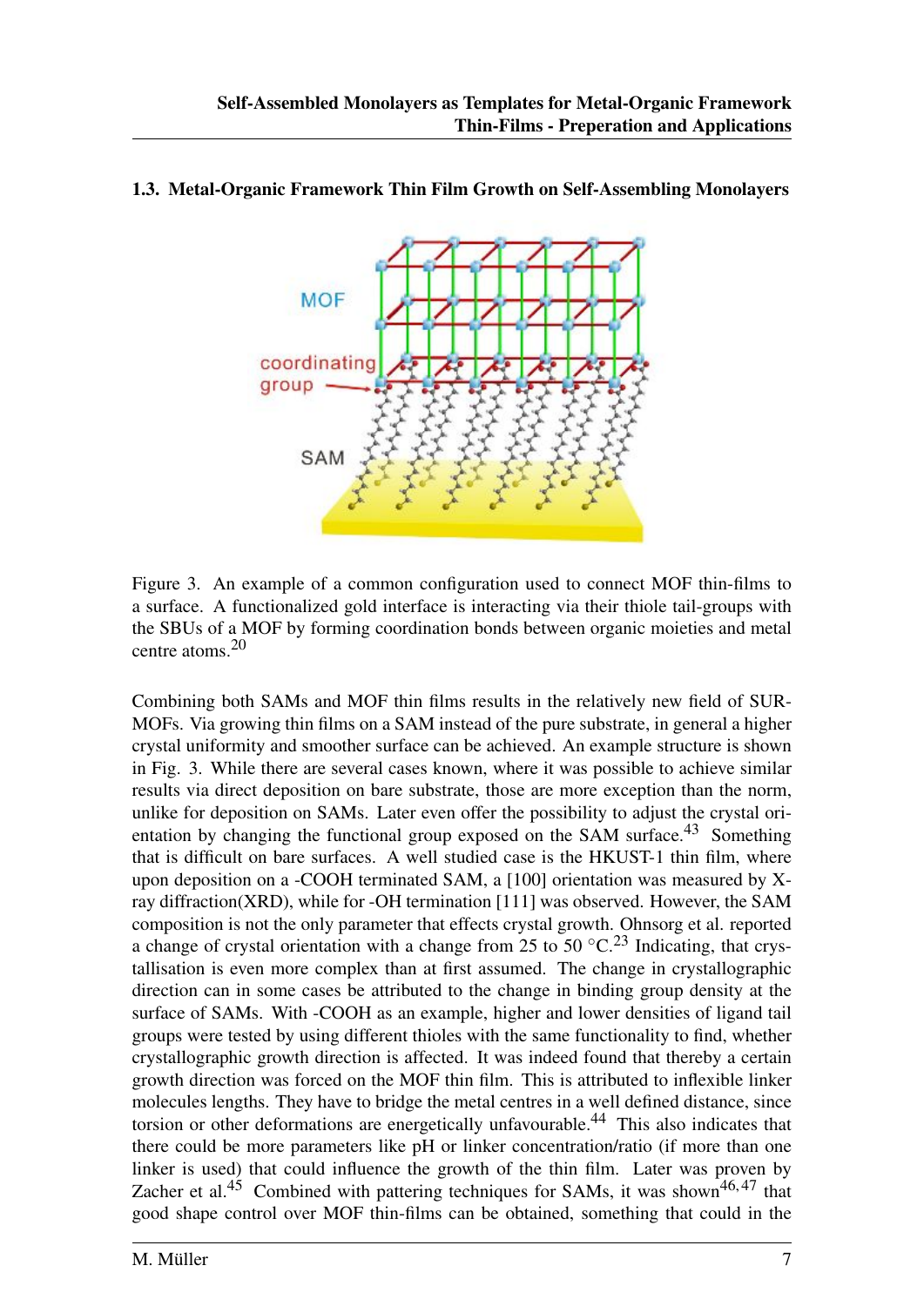## 1.3. Metal-Organic Framework Thin Film Growth on Self-Assembling Monolayers

Figure 3. An example of a common configuration used to connect MOF thin-films to a surface. A functionalized gold interface is interacting via their thiole tail-groups with the SBUs of a MOF by forming coordination bonds between organic moieties and metal centre atoms.[20]

Combining both SAMs and MOF thin films results in the relatively new field of SURMOFs. Via growing thin films on a SAM instead of the pure substrate, in general a higher crystal uniformity and smoother surface can be achieved. An example structure is shown in Fig. 3. While there are several cases known, where it was possible to achieve similar results via direct deposition on bare substrate, those are more exception than the norm, unlike for deposition on SAMs. Later even offer the possibility to adjust the crystal orientation by changing the functional group exposed on the SAM surface.[43] Something that is difficult on bare surfaces. A well studied case is the HKUST-1 thin film, where upon deposition on a -COOH terminated SAM, a [100] orientation was measured by X-ray diffraction(XRD), while for -OH termination [111] was observed. However, the SAM composition is not the only parameter that effects crystal growth. Ohnsorg et al. reported a change of crystal orientation with a change from 25 to 50 °C.[23] Indicating, that crystallisation is even more complex than at first assumed. The change in crystallographic direction can in some cases be attributed to the change in binding group density at the surface of SAMs. With -COOH as an example, higher and lower densities of ligand tail groups were tested by using different thioles with the same functionality to find, whether crystallographic growth direction is affected. It was indeed found that thereby a certain growth direction was forced on the MOF thin film. This is attributed to inflexible linker molecules lengths. They have to bridge the metal centres in a well defined distance, since torsion or other deformations are energetically unfavourable.[44] This also indicates that there could be more parameters like pH or linker concentration/ratio (if more than one linker is used) that could influence the growth of the thin film. Later was proven by Zacher et al.[45] Combined with pattering techniques for SAMs, it was shown[46,47] that good shape control over MOF thin-films can be obtained, something that could in the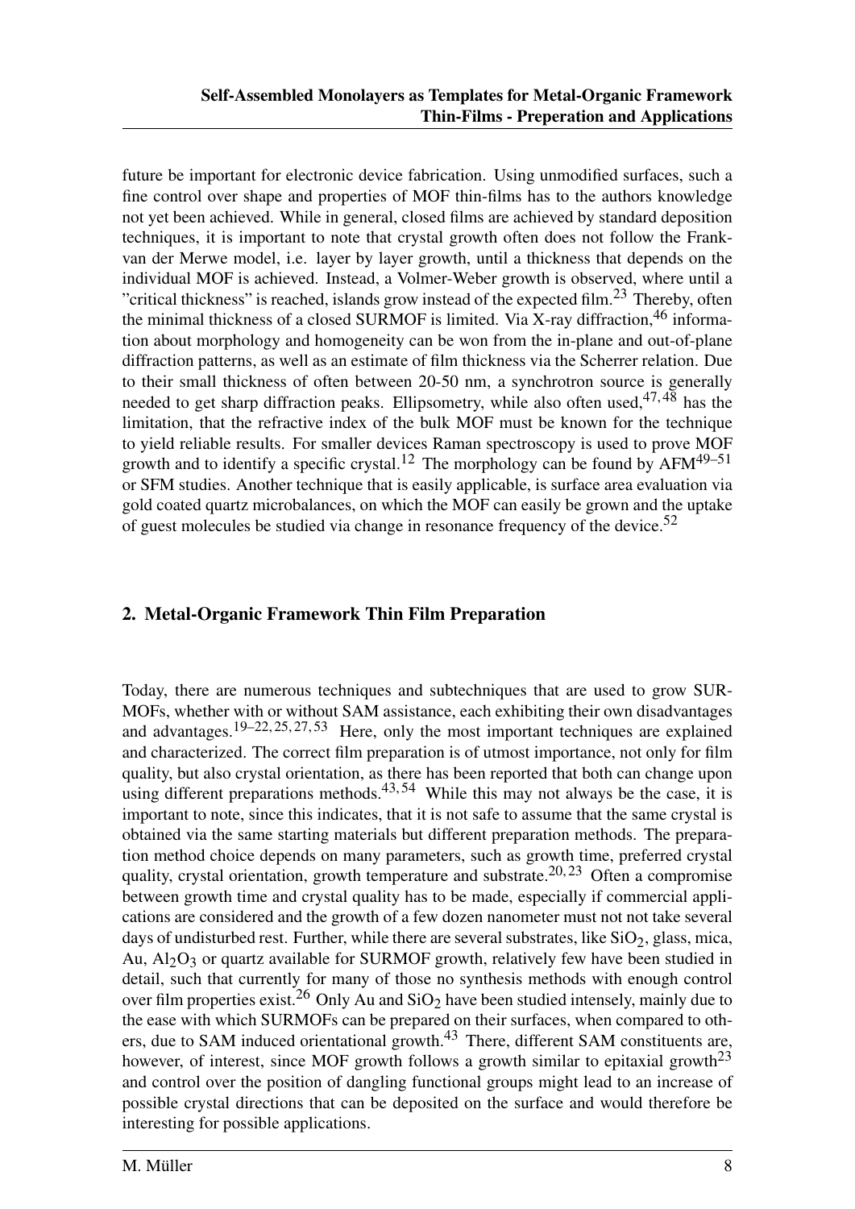future be important for electronic device fabrication. Using unmodified surfaces, such a fine control over shape and properties of MOF thin-films has to the authors knowledge not yet been achieved. While in general, closed films are achieved by standard deposition techniques, it is important to note that crystal growth often does not follow the Frank-van der Merwe model, i.e. layer by layer growth, until a thickness that depends on the individual MOF is achieved. Instead, a Volmer-Weber growth is observed, where until a "critical thickness" is reached, islands grow instead of the expected film.[23] Thereby, often the minimal thickness of a closed SURMOF is limited. Via X-ray diffraction,[46] information about morphology and homogeneity can be won from the in-plane and out-of-plane diffraction patterns, as well as an estimate of film thickness via the Scherrer relation. Due to their small thickness of often between 20-50 nm, a synchrotron source is generally needed to get sharp diffraction peaks. Ellipsometry, while also often used,[47,48] has the limitation, that the refractive index of the bulk MOF must be known for the technique to yield reliable results. For smaller devices Raman spectroscopy is used to prove MOF growth and to identify a specific crystal.[12] The morphology can be found by AFM[49–51] or SFM studies. Another technique that is easily applicable, is surface area evaluation via gold coated quartz microbalances, on which the MOF can easily be grown and the uptake of guest molecules be studied via change in resonance frequency of the device.[52]

## 2. Metal-Organic Framework Thin Film Preparation

Today, there are numerous techniques and subtechniques that are used to grow SURMOFs, whether with or without SAM assistance, each exhibiting their own disadvantages and advantages.[19–22,25,27,53] Here, only the most important techniques are explained and characterized. The correct film preparation is of utmost importance, not only for film quality, but also crystal orientation, as there has been reported that both can change upon using different preparations methods.[43,54] While this may not always be the case, it is important to note, since this indicates, that it is not safe to assume that the same crystal is obtained via the same starting materials but different preparation methods. The preparation method choice depends on many parameters, such as growth time, preferred crystal quality, crystal orientation, growth temperature and substrate.[20,23] Often a compromise between growth time and crystal quality has to be made, especially if commercial applications are considered and the growth of a few dozen nanometer must not not take several days of undisturbed rest. Further, while there are several substrates, like $SiO_2$, glass, mica, Au, $Al_2O_3$ or quartz available for SURMOF growth, relatively few have been studied in detail, such that currently for many of those no synthesis methods with enough control over film properties exist.[26] Only Au and $SiO_2$ have been studied intensely, mainly due to the ease with which SURMOFs can be prepared on their surfaces, when compared to others, due to SAM induced orientational growth.[43] There, different SAM constituents are, however, of interest, since MOF growth follows a growth similar to epitaxial growth[23] and control over the position of dangling functional groups might lead to an increase of possible crystal directions that can be deposited on the surface and would therefore be interesting for possible applications.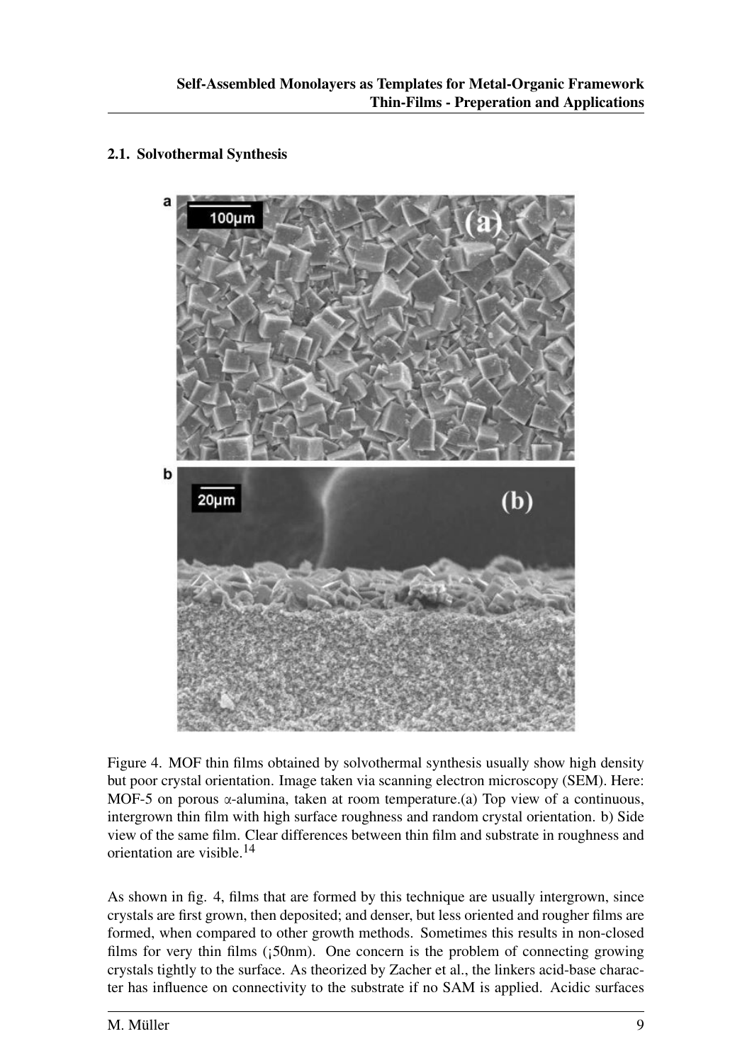## 2.1. Solvothermal Synthesis

Figure 4. MOF thin films obtained by solvothermal synthesis usually show high density but poor crystal orientation. Image taken via scanning electron microscopy (SEM). Here: MOF-5 on porous α-alumina, taken at room temperature.(a) Top view of a continuous, intergrown thin film with high surface roughness and random crystal orientation. b) Side view of the same film. Clear differences between thin film and substrate in roughness and orientation are visible.[14]

As shown in fig. 4, films that are formed by this technique are usually intergrown, since crystals are first grown, then deposited; and denser, but less oriented and rougher films are formed, when compared to other growth methods. Sometimes this results in non-closed films for very thin films (¡50nm). One concern is the problem of connecting growing crystals tightly to the surface. As theorized by Zacher et al., the linkers acid-base character has influence on connectivity to the substrate if no SAM is applied. Acidic surfaces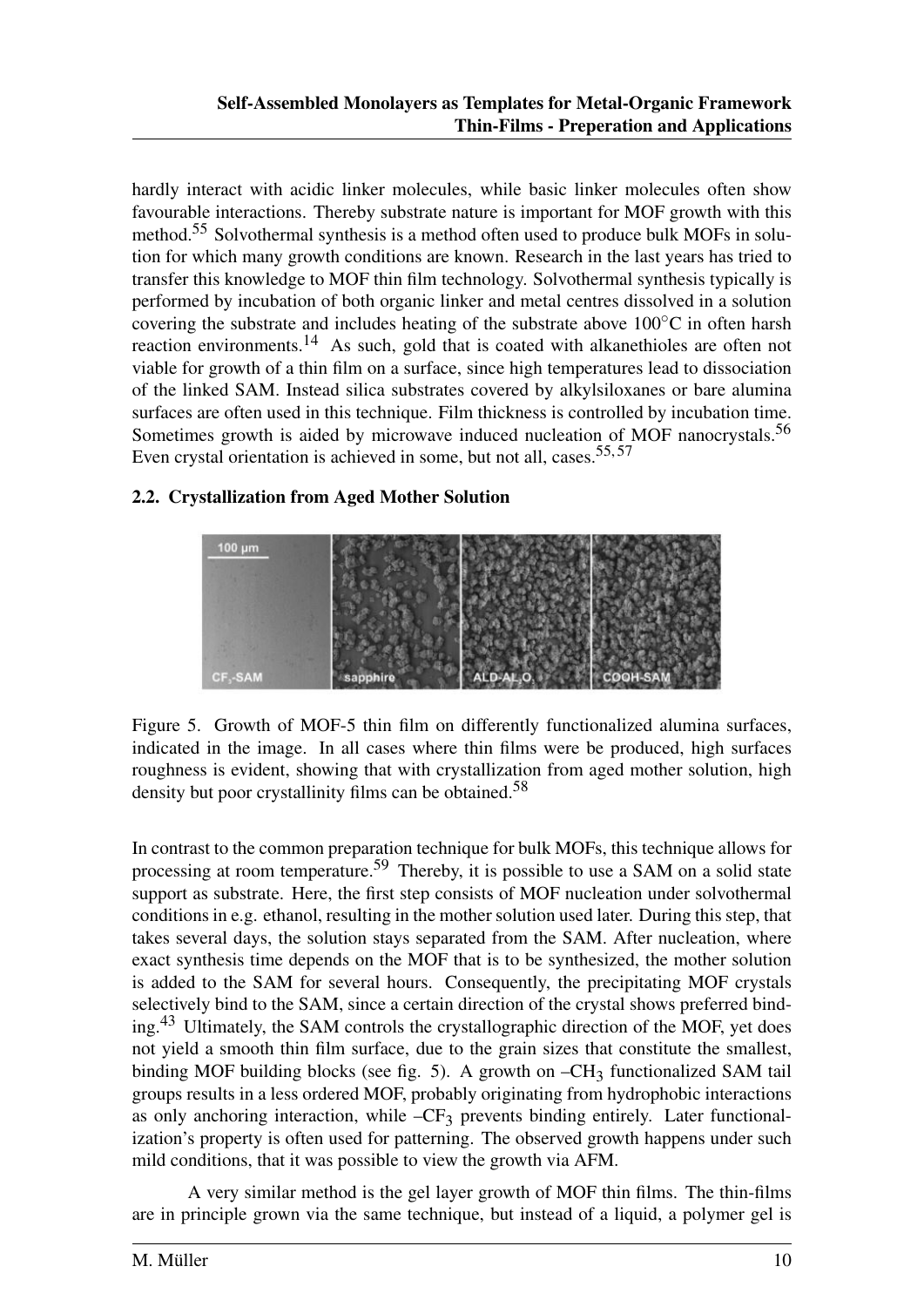hardly interact with acidic linker molecules, while basic linker molecules often show favourable interactions. Thereby substrate nature is important for MOF growth with this method.[55] Solvothermal synthesis is a method often used to produce bulk MOFs in solution for which many growth conditions are known. Research in the last years has tried to transfer this knowledge to MOF thin film technology. Solvothermal synthesis typically is performed by incubation of both organic linker and metal centres dissolved in a solution covering the substrate and includes heating of the substrate above 100°C in often harsh reaction environments.[14] As such, gold that is coated with alkanethioles are often not viable for growth of a thin film on a surface, since high temperatures lead to dissociation of the linked SAM. Instead silica substrates covered by alkylsiloxanes or bare alumina surfaces are often used in this technique. Film thickness is controlled by incubation time. Sometimes growth is aided by microwave induced nucleation of MOF nanocrystals.[56] Even crystal orientation is achieved in some, but not all, cases.[55,57]

## 2.2. Crystallization from Aged Mother Solution

Figure 5. Growth of MOF-5 thin film on differently functionalized alumina surfaces, indicated in the image. In all cases where thin films were be produced, high surfaces roughness is evident, showing that with crystallization from aged mother solution, high density but poor crystallinity films can be obtained.[58]

In contrast to the common preparation technique for bulk MOFs, this technique allows for processing at room temperature.[59] Thereby, it is possible to use a SAM on a solid state support as substrate. Here, the first step consists of MOF nucleation under solvothermal conditions in e.g. ethanol, resulting in the mother solution used later. During this step, that takes several days, the solution stays separated from the SAM. After nucleation, where exact synthesis time depends on the MOF that is to be synthesized, the mother solution is added to the SAM for several hours. Consequently, the precipitating MOF crystals selectively bind to the SAM, since a certain direction of the crystal shows preferred binding.[43] Ultimately, the SAM controls the crystallographic direction of the MOF, yet does not yield a smooth thin film surface, due to the grain sizes that constitute the smallest, binding MOF building blocks (see fig. 5). A growth on $–CH_3$ functionalized SAM tail groups results in a less ordered MOF, probably originating from hydrophobic interactions as only anchoring interaction, while $–CF_3$ prevents binding entirely. Later functionalization's property is often used for patterning. The observed growth happens under such mild conditions, that it was possible to view the growth via AFM.

A very similar method is the gel layer growth of MOF thin films. The thin-films are in principle grown via the same technique, but instead of a liquid, a polymer gel is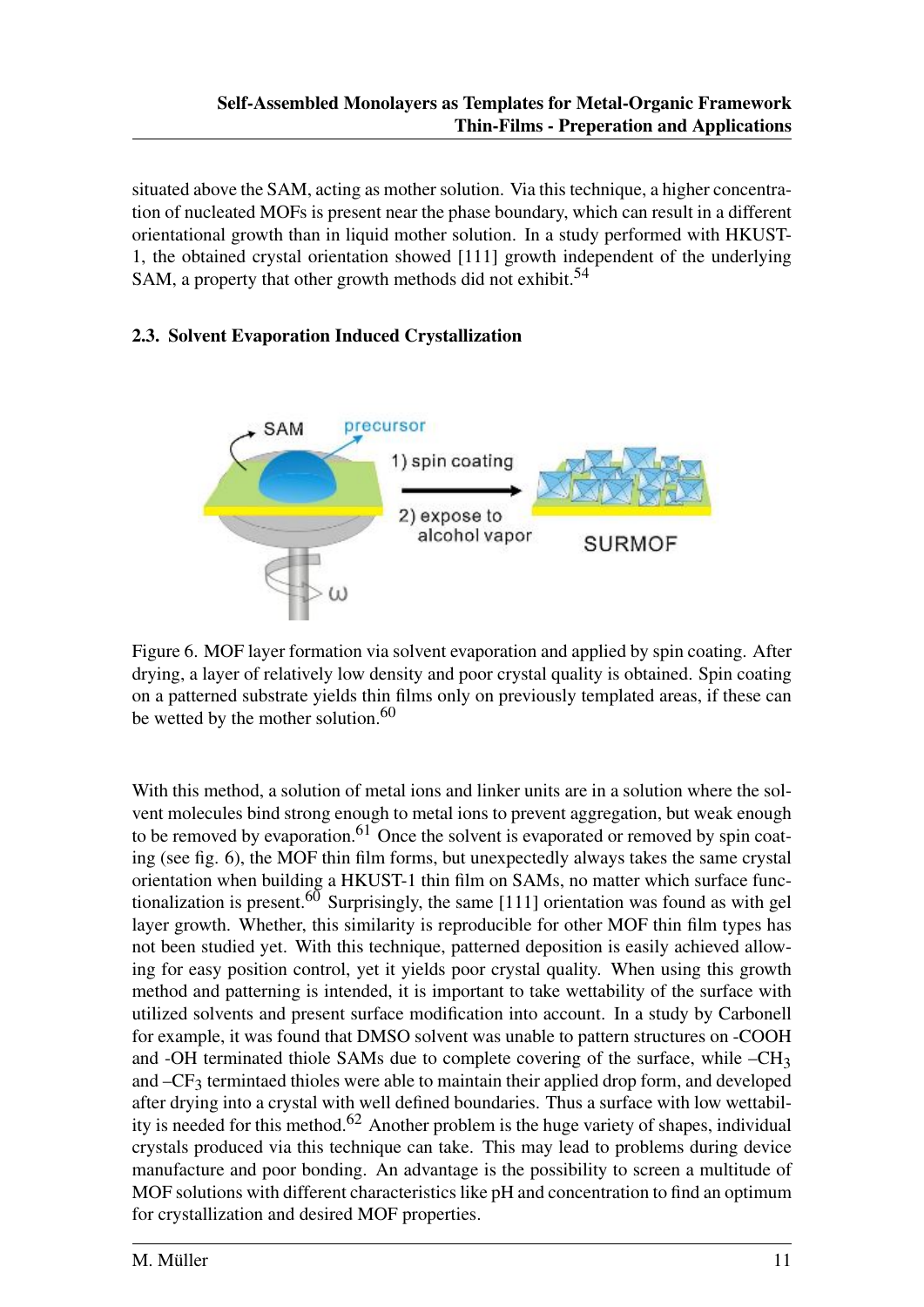situated above the SAM, acting as mother solution. Via this technique, a higher concentration of nucleated MOFs is present near the phase boundary, which can result in a different orientational growth than in liquid mother solution. In a study performed with HKUST-1, the obtained crystal orientation showed [111] growth independent of the underlying SAM, a property that other growth methods did not exhibit.[54]

### 2.3. Solvent Evaporation Induced Crystallization

Figure 6. MOF layer formation via solvent evaporation and applied by spin coating. After drying, a layer of relatively low density and poor crystal quality is obtained. Spin coating on a patterned substrate yields thin films only on previously templated areas, if these can be wetted by the mother solution.[60]

With this method, a solution of metal ions and linker units are in a solution where the solvent molecules bind strong enough to metal ions to prevent aggregation, but weak enough to be removed by evaporation.[61] Once the solvent is evaporated or removed by spin coating (see fig. 6), the MOF thin film forms, but unexpectedly always takes the same crystal orientation when building a HKUST-1 thin film on SAMs, no matter which surface functionalization is present.[60] Surprisingly, the same [111] orientation was found as with gel layer growth. Whether, this similarity is reproducible for other MOF thin film types has not been studied yet. With this technique, patterned deposition is easily achieved allowing for easy position control, yet it yields poor crystal quality. When using this growth method and patterning is intended, it is important to take wettability of the surface with utilized solvents and present surface modification into account. In a study by Carbonell for example, it was found that DMSO solvent was unable to pattern structures on -COOH and -OH terminated thiole SAMs due to complete covering of the surface, while $–CH_3$ and $–CF_3$ termintaed thioles were able to maintain their applied drop form, and developed after drying into a crystal with well defined boundaries. Thus a surface with low wettability is needed for this method.[62] Another problem is the huge variety of shapes, individual crystals produced via this technique can take. This may lead to problems during device manufacture and poor bonding. An advantage is the possibility to screen a multitude of MOF solutions with different characteristics like pH and concentration to find an optimum for crystallization and desired MOF properties.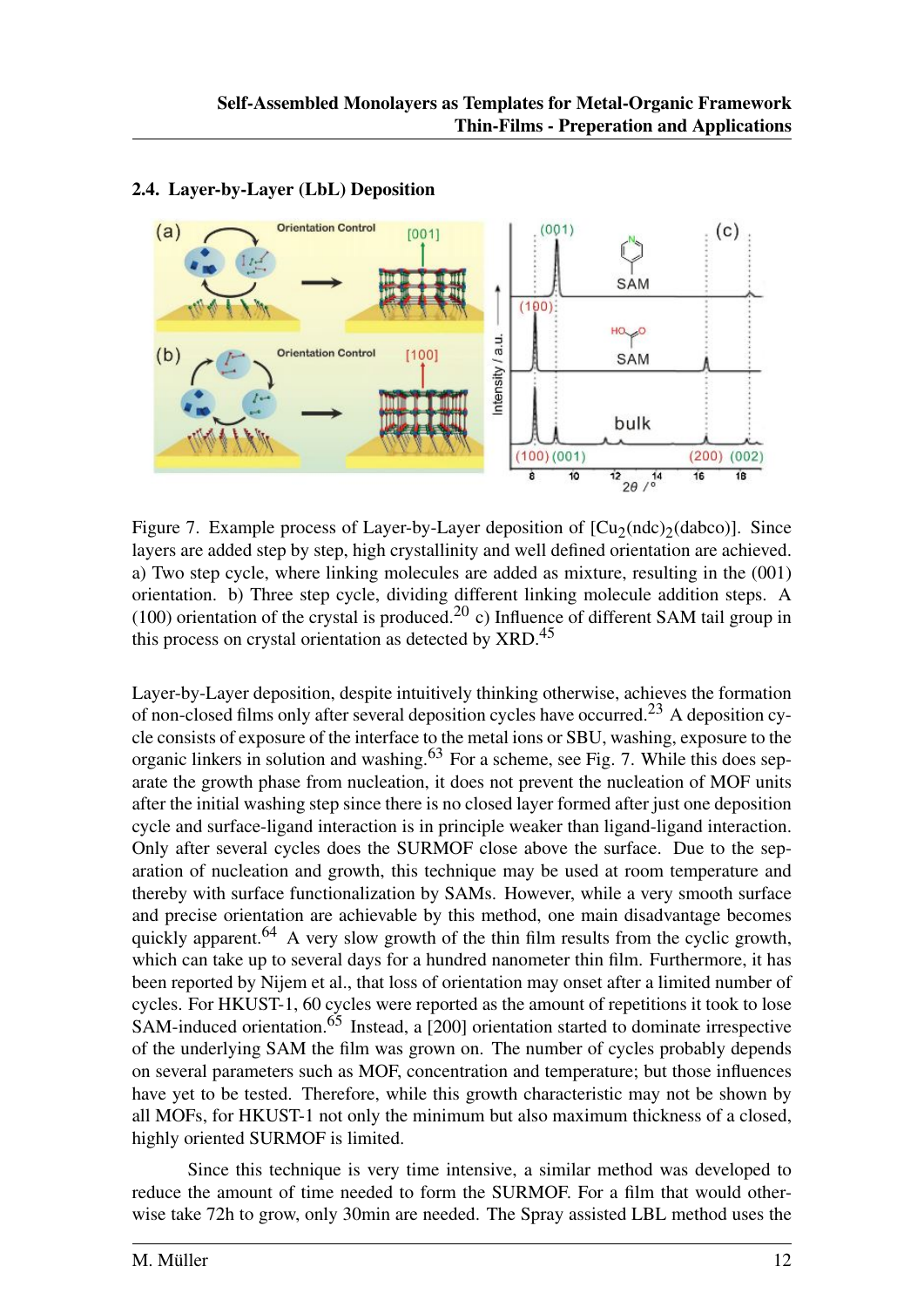### 2.4. Layer-by-Layer (LbL) Deposition

Figure 7. Example process of Layer-by-Layer deposition of $[Cu_2(ndc)_2(dabco)]$. Since layers are added step by step, high crystallinity and well defined orientation are achieved. a) Two step cycle, where linking molecules are added as mixture, resulting in the (001) orientation. b) Three step cycle, dividing different linking molecule addition steps. A (100) orientation of the crystal is produced.[20] c) Influence of different SAM tail group in this process on crystal orientation as detected by XRD.[45]

Layer-by-Layer deposition, despite intuitively thinking otherwise, achieves the formation of non-closed films only after several deposition cycles have occurred.[23] A deposition cycle consists of exposure of the interface to the metal ions or SBU, washing, exposure to the organic linkers in solution and washing.[63] For a scheme, see Fig. 7. While this does separate the growth phase from nucleation, it does not prevent the nucleation of MOF units after the initial washing step since there is no closed layer formed after just one deposition cycle and surface-ligand interaction is in principle weaker than ligand-ligand interaction. Only after several cycles does the SURMOF close above the surface. Due to the separation of nucleation and growth, this technique may be used at room temperature and thereby with surface functionalization by SAMs. However, while a very smooth surface and precise orientation are achievable by this method, one main disadvantage becomes quickly apparent.[64] A very slow growth of the thin film results from the cyclic growth, which can take up to several days for a hundred nanometer thin film. Furthermore, it has been reported by Nijem et al., that loss of orientation may onset after a limited number of cycles. For HKUST-1, 60 cycles were reported as the amount of repetitions it took to lose SAM-induced orientation.[65] Instead, a [200] orientation started to dominate irrespective of the underlying SAM the film was grown on. The number of cycles probably depends on several parameters such as MOF, concentration and temperature; but those influences have yet to be tested. Therefore, while this growth characteristic may not be shown by all MOFs, for HKUST-1 not only the minimum but also maximum thickness of a closed, highly oriented SURMOF is limited.

Since this technique is very time intensive, a similar method was developed to reduce the amount of time needed to form the SURMOF. For a film that would otherwise take 72h to grow, only 30min are needed. The Spray assisted LBL method uses the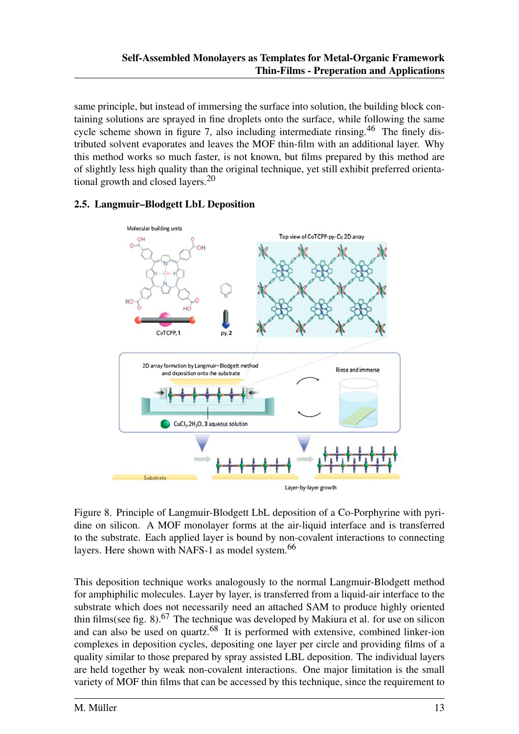same principle, but instead of immersing the surface into solution, the building block containing solutions are sprayed in fine droplets onto the surface, while following the same cycle scheme shown in figure 7, also including intermediate rinsing.[46] The finely distributed solvent evaporates and leaves the MOF thin-film with an additional layer. Why this method works so much faster, is not known, but films prepared by this method are of slightly less high quality than the original technique, yet still exhibit preferred orientational growth and closed layers.[20]

### 2.5. Langmuir–Blodgett LbL Deposition

Figure 8. Principle of Langmuir-Blodgett LbL deposition of a Co-Porphyrine with pyridine on silicon. A MOF monolayer forms at the air-liquid interface and is transferred to the substrate. Each applied layer is bound by non-covalent interactions to connecting layers. Here shown with NAFS-1 as model system.[66]

This deposition technique works analogously to the normal Langmuir-Blodgett method for amphiphilic molecules. Layer by layer, is transferred from a liquid-air interface to the substrate which does not necessarily need an attached SAM to produce highly oriented thin films(see fig. 8).[67] The technique was developed by Makiura et al. for use on silicon and can also be used on quartz.[68] It is performed with extensive, combined linker-ion complexes in deposition cycles, depositing one layer per circle and providing films of a quality similar to those prepared by spray assisted LBL deposition. The individual layers are held together by weak non-covalent interactions. One major limitation is the small variety of MOF thin films that can be accessed by this technique, since the requirement to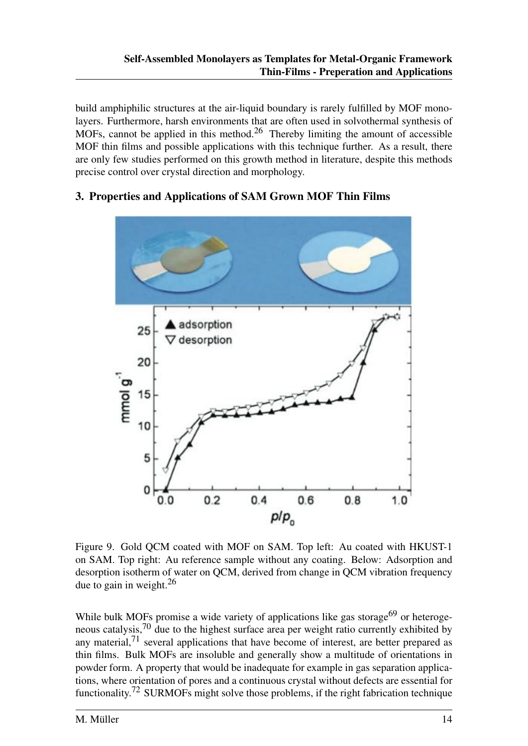build amphiphilic structures at the air-liquid boundary is rarely fulfilled by MOF monolayers. Furthermore, harsh environments that are often used in solvothermal synthesis of MOFs, cannot be applied in this method.[26] Thereby limiting the amount of accessible MOF thin films and possible applications with this technique further. As a result, there are only few studies performed on this growth method in literature, despite this methods precise control over crystal direction and morphology.

## 3. Properties and Applications of SAM Grown MOF Thin Films

Figure 9. Gold QCM coated with MOF on SAM. Top left: Au coated with HKUST-1 on SAM. Top right: Au reference sample without any coating. Below: Adsorption and desorption isotherm of water on QCM, derived from change in QCM vibration frequency due to gain in weight.[26]

While bulk MOFs promise a wide variety of applications like gas storage[69] or heterogeneous catalysis,[70] due to the highest surface area per weight ratio currently exhibited by any material,[71] several applications that have become of interest, are better prepared as thin films. Bulk MOFs are insoluble and generally show a multitude of orientations in powder form. A property that would be inadequate for example in gas separation applications, where orientation of pores and a continuous crystal without defects are essential for functionality.[72] SURMOFs might solve those problems, if the right fabrication technique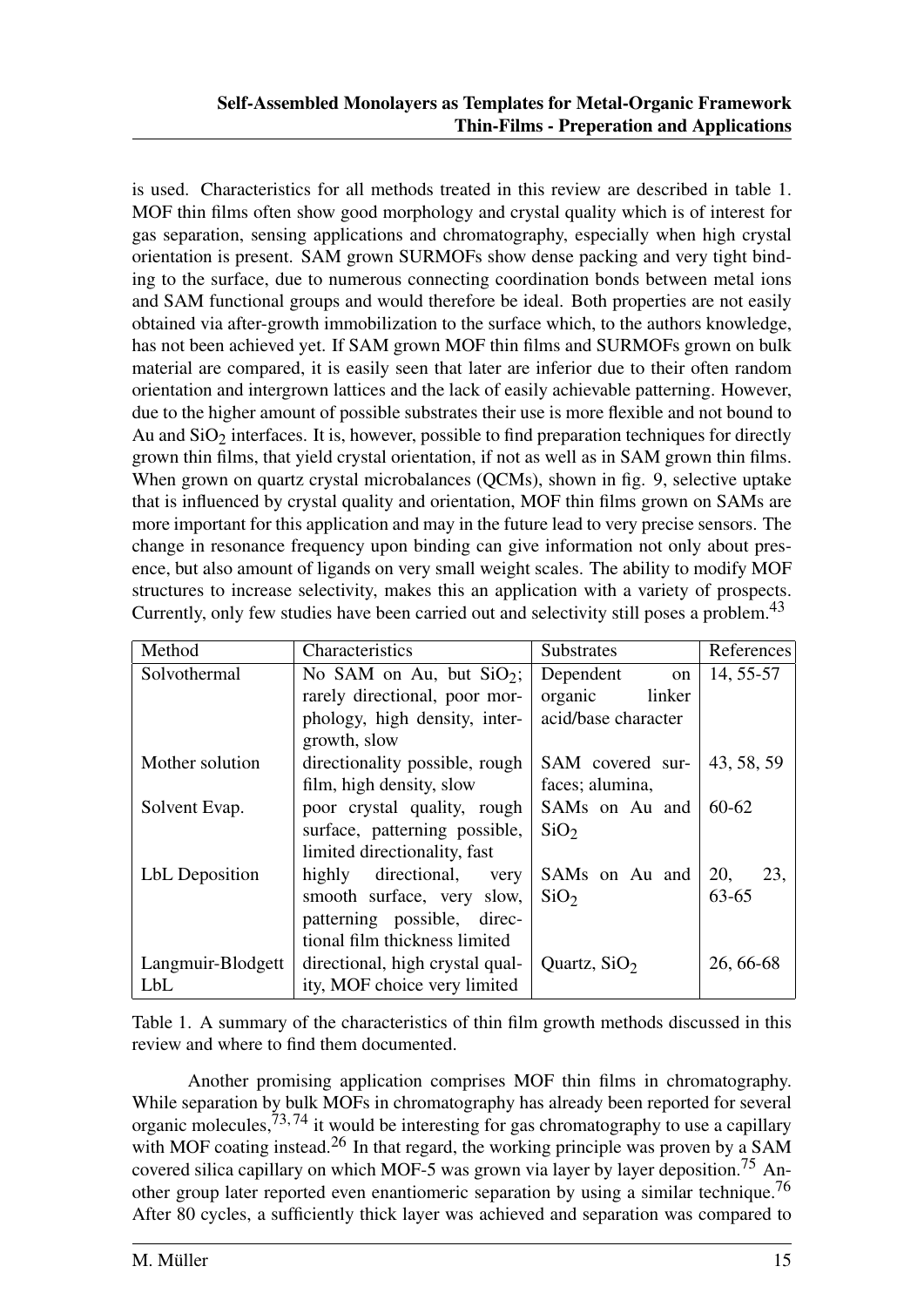is used. Characteristics for all methods treated in this review are described in table 1. MOF thin films often show good morphology and crystal quality which is of interest for gas separation, sensing applications and chromatography, especially when high crystal orientation is present. SAM grown SURMOFs show dense packing and very tight binding to the surface, due to numerous connecting coordination bonds between metal ions and SAM functional groups and would therefore be ideal. Both properties are not easily obtained via after-growth immobilization to the surface which, to the authors knowledge, has not been achieved yet. If SAM grown MOF thin films and SURMOFs grown on bulk material are compared, it is easily seen that later are inferior due to their often random orientation and intergrown lattices and the lack of easily achievable patterning. However, due to the higher amount of possible substrates their use is more flexible and not bound to Au and $SiO_2$ interfaces. It is, however, possible to find preparation techniques for directly grown thin films, that yield crystal orientation, if not as well as in SAM grown thin films. When grown on quartz crystal microbalances (QCMs), shown in fig. 9, selective uptake that is influenced by crystal quality and orientation, MOF thin films grown on SAMs are more important for this application and may in the future lead to very precise sensors. The change in resonance frequency upon binding can give information not only about presence, but also amount of ligands on very small weight scales. The ability to modify MOF structures to increase selectivity, makes this an application with a variety of prospects. Currently, only few studies have been carried out and selectivity still poses a problem.[43]

| Method | Characteristics | Substrates | References |
|---|---|---|---|
| Solvothermal | No SAM on Au, but $SiO_2$; rarely directional, poor morphology, high density, intergrowth, slow | Dependent on organic linker acid/base character | 14, 55-57 |
| Mother solution | directionality possible, rough film, high density, slow | SAM covered surfaces; alumina, | 43, 58, 59 |
| Solvent Evap. | poor crystal quality, rough surface, patterning possible, limited directionality, fast | SAMs on Au and $SiO_2$ | 60-62 |
| LbL Deposition | highly directional, very smooth surface, very slow, patterning possible, directional film thickness limited | SAMs on Au and $SiO_2$ | 20, 23, 63-65 |
| Langmuir-Blodgett LbL | directional, high crystal quality, MOF choice very limited | Quartz, $SiO_2$ | 26, 66-68 |

Table 1. A summary of the characteristics of thin film growth methods discussed in this review and where to find them documented.

Another promising application comprises MOF thin films in chromatography. While separation by bulk MOFs in chromatography has already been reported for several organic molecules,[73,74] it would be interesting for gas chromatography to use a capillary with MOF coating instead.[26] In that regard, the working principle was proven by a SAM covered silica capillary on which MOF-5 was grown via layer by layer deposition.[75] Another group later reported even enantiomeric separation by using a similar technique.[76] After 80 cycles, a sufficiently thick layer was achieved and separation was compared to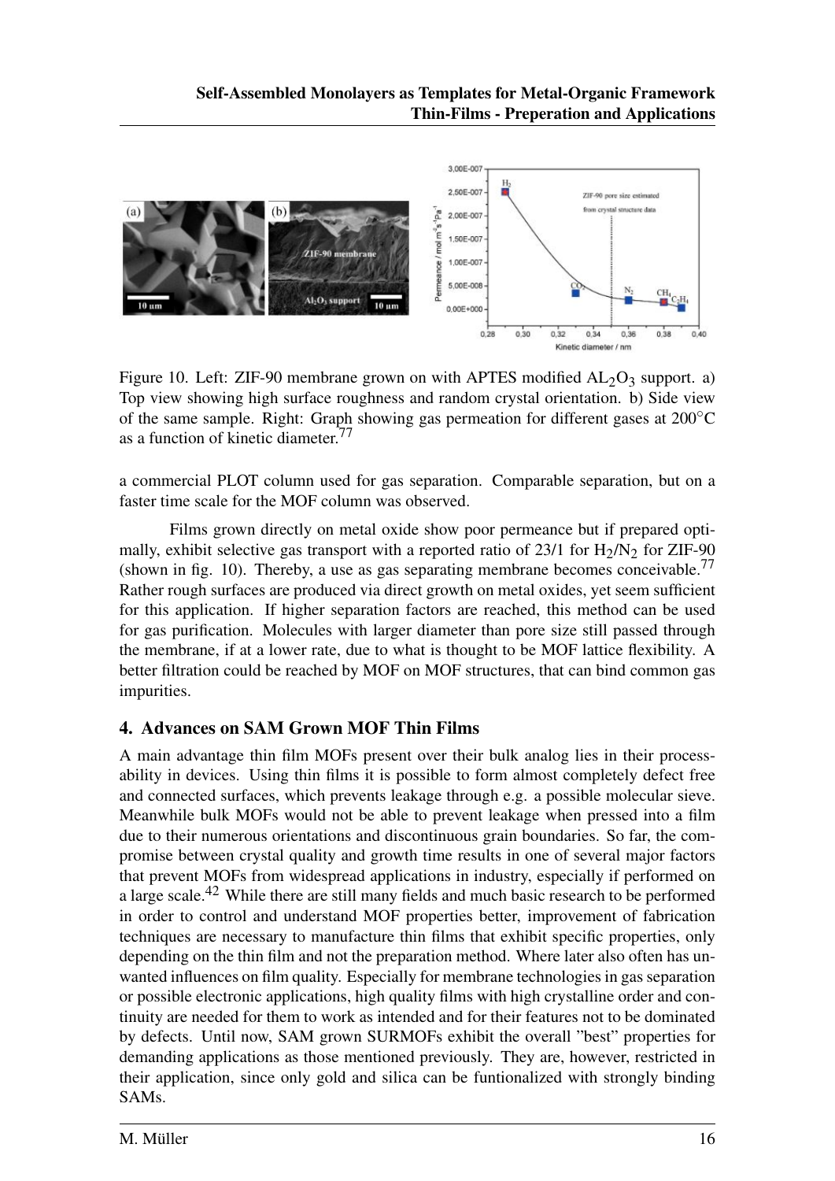Figure 10. Left: ZIF-90 membrane grown on with APTES modified $AL_2O_3$ support. a) Top view showing high surface roughness and random crystal orientation. b) Side view of the same sample. Right: Graph showing gas permeation for different gases at 200°C as a function of kinetic diameter.[77]

a commercial PLOT column used for gas separation. Comparable separation, but on a faster time scale for the MOF column was observed.

Films grown directly on metal oxide show poor permeance but if prepared optimally, exhibit selective gas transport with a reported ratio of 23/1 for $H_2/N_2$ for ZIF-90 (shown in fig. 10). Thereby, a use as gas separating membrane becomes conceivable.[77] Rather rough surfaces are produced via direct growth on metal oxides, yet seem sufficient for this application. If higher separation factors are reached, this method can be used for gas purification. Molecules with larger diameter than pore size still passed through the membrane, if at a lower rate, due to what is thought to be MOF lattice flexibility. A better filtration could be reached by MOF on MOF structures, that can bind common gas impurities.

## 4. Advances on SAM Grown MOF Thin Films

A main advantage thin film MOFs present over their bulk analog lies in their processability in devices. Using thin films it is possible to form almost completely defect free and connected surfaces, which prevents leakage through e.g. a possible molecular sieve. Meanwhile bulk MOFs would not be able to prevent leakage when pressed into a film due to their numerous orientations and discontinuous grain boundaries. So far, the compromise between crystal quality and growth time results in one of several major factors that prevent MOFs from widespread applications in industry, especially if performed on a large scale.[42] While there are still many fields and much basic research to be performed in order to control and understand MOF properties better, improvement of fabrication techniques are necessary to manufacture thin films that exhibit specific properties, only depending on the thin film and not the preparation method. Where later also often has unwanted influences on film quality. Especially for membrane technologies in gas separation or possible electronic applications, high quality films with high crystalline order and continuity are needed for them to work as intended and for their features not to be dominated by defects. Until now, SAM grown SURMOFs exhibit the overall "best" properties for demanding applications as those mentioned previously. They are, however, restricted in their application, since only gold and silica can be funtionalized with strongly binding SAMs.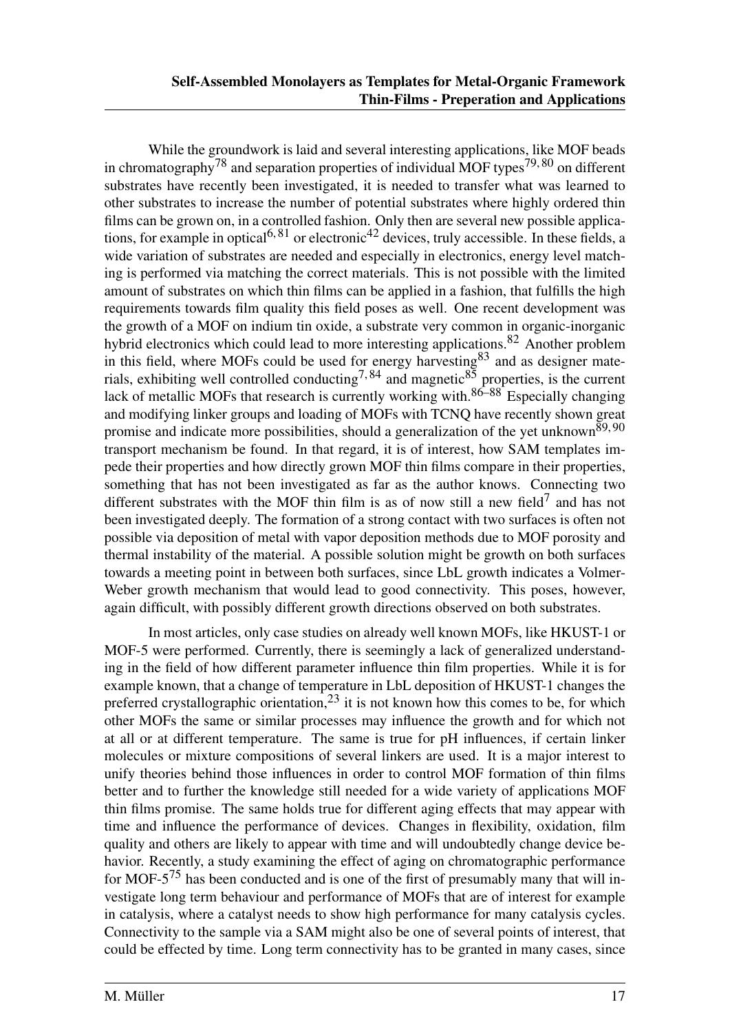While the groundwork is laid and several interesting applications, like MOF beads in chromatography[78] and separation properties of individual MOF types[79,80] on different substrates have recently been investigated, it is needed to transfer what was learned to other substrates to increase the number of potential substrates where highly ordered thin films can be grown on, in a controlled fashion. Only then are several new possible applications, for example in optical[6,81] or electronic[42] devices, truly accessible. In these fields, a wide variation of substrates are needed and especially in electronics, energy level matching is performed via matching the correct materials. This is not possible with the limited amount of substrates on which thin films can be applied in a fashion, that fulfills the high requirements towards film quality this field poses as well. One recent development was the growth of a MOF on indium tin oxide, a substrate very common in organic-inorganic hybrid electronics which could lead to more interesting applications.[82] Another problem in this field, where MOFs could be used for energy harvesting[83] and as designer materials, exhibiting well controlled conducting[7,84] and magnetic[85] properties, is the current lack of metallic MOFs that research is currently working with.[86–88] Especially changing and modifying linker groups and loading of MOFs with TCNQ have recently shown great promise and indicate more possibilities, should a generalization of the yet unknown[89,90] transport mechanism be found. In that regard, it is of interest, how SAM templates impede their properties and how directly grown MOF thin films compare in their properties, something that has not been investigated as far as the author knows. Connecting two different substrates with the MOF thin film is as of now still a new field[7] and has not been investigated deeply. The formation of a strong contact with two surfaces is often not possible via deposition of metal with vapor deposition methods due to MOF porosity and thermal instability of the material. A possible solution might be growth on both surfaces towards a meeting point in between both surfaces, since LbL growth indicates a Volmer-Weber growth mechanism that would lead to good connectivity. This poses, however, again difficult, with possibly different growth directions observed on both substrates.

In most articles, only case studies on already well known MOFs, like HKUST-1 or MOF-5 were performed. Currently, there is seemingly a lack of generalized understanding in the field of how different parameter influence thin film properties. While it is for example known, that a change of temperature in LbL deposition of HKUST-1 changes the preferred crystallographic orientation,[23] it is not known how this comes to be, for which other MOFs the same or similar processes may influence the growth and for which not at all or at different temperature. The same is true for pH influences, if certain linker molecules or mixture compositions of several linkers are used. It is a major interest to unify theories behind those influences in order to control MOF formation of thin films better and to further the knowledge still needed for a wide variety of applications MOF thin films promise. The same holds true for different aging effects that may appear with time and influence the performance of devices. Changes in flexibility, oxidation, film quality and others are likely to appear with time and will undoubtedly change device behavior. Recently, a study examining the effect of aging on chromatographic performance for MOF-5[75] has been conducted and is one of the first of presumably many that will investigate long term behaviour and performance of MOFs that are of interest for example in catalysis, where a catalyst needs to show high performance for many catalysis cycles. Connectivity to the sample via a SAM might also be one of several points of interest, that could be effected by time. Long term connectivity has to be granted in many cases, since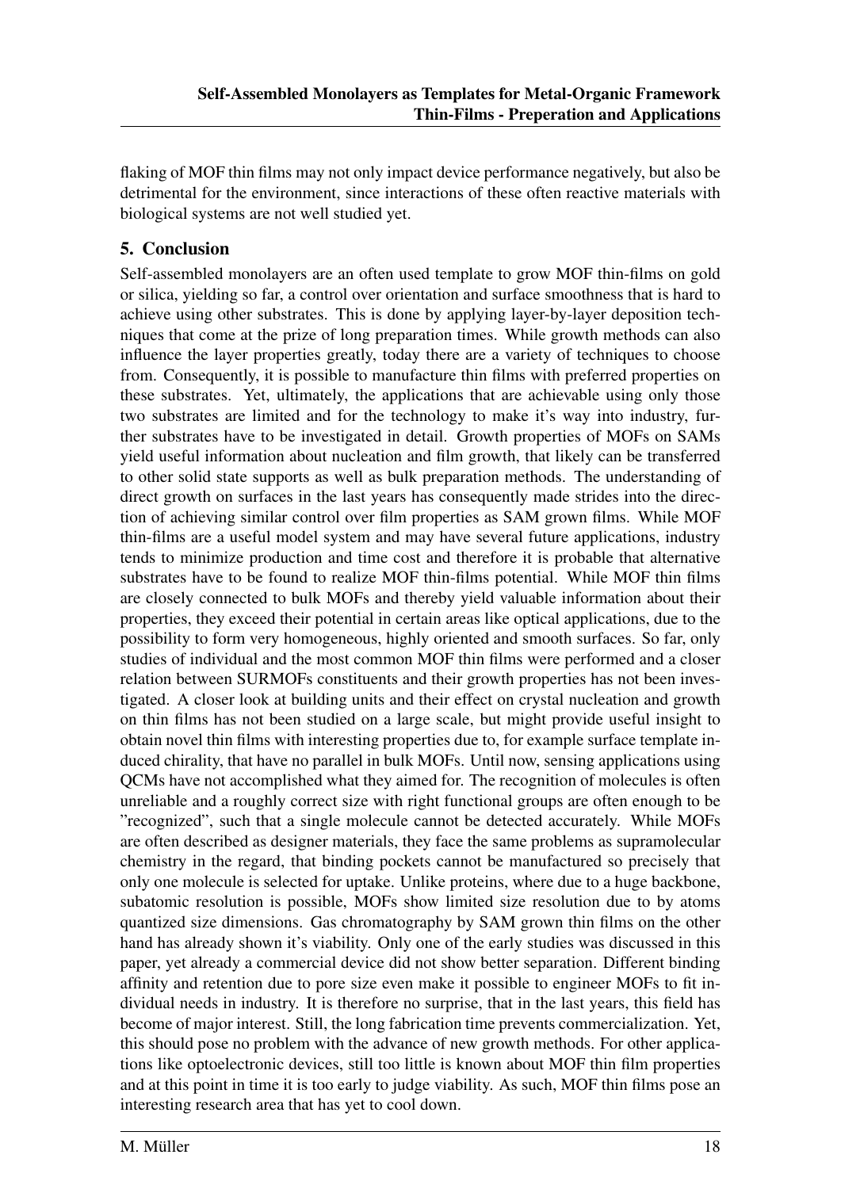flaking of MOF thin films may not only impact device performance negatively, but also be detrimental for the environment, since interactions of these often reactive materials with biological systems are not well studied yet.

## 5. Conclusion

Self-assembled monolayers are an often used template to grow MOF thin-films on gold or silica, yielding so far, a control over orientation and surface smoothness that is hard to achieve using other substrates. This is done by applying layer-by-layer deposition techniques that come at the prize of long preparation times. While growth methods can also influence the layer properties greatly, today there are a variety of techniques to choose from. Consequently, it is possible to manufacture thin films with preferred properties on these substrates. Yet, ultimately, the applications that are achievable using only those two substrates are limited and for the technology to make it's way into industry, further substrates have to be investigated in detail. Growth properties of MOFs on SAMs yield useful information about nucleation and film growth, that likely can be transferred to other solid state supports as well as bulk preparation methods. The understanding of direct growth on surfaces in the last years has consequently made strides into the direction of achieving similar control over film properties as SAM grown films. While MOF thin-films are a useful model system and may have several future applications, industry tends to minimize production and time cost and therefore it is probable that alternative substrates have to be found to realize MOF thin-films potential. While MOF thin films are closely connected to bulk MOFs and thereby yield valuable information about their properties, they exceed their potential in certain areas like optical applications, due to the possibility to form very homogeneous, highly oriented and smooth surfaces. So far, only studies of individual and the most common MOF thin films were performed and a closer relation between SURMOFs constituents and their growth properties has not been investigated. A closer look at building units and their effect on crystal nucleation and growth on thin films has not been studied on a large scale, but might provide useful insight to obtain novel thin films with interesting properties due to, for example surface template induced chirality, that have no parallel in bulk MOFs. Until now, sensing applications using QCMs have not accomplished what they aimed for. The recognition of molecules is often unreliable and a roughly correct size with right functional groups are often enough to be "recognized", such that a single molecule cannot be detected accurately. While MOFs are often described as designer materials, they face the same problems as supramolecular chemistry in the regard, that binding pockets cannot be manufactured so precisely that only one molecule is selected for uptake. Unlike proteins, where due to a huge backbone, subatomic resolution is possible, MOFs show limited size resolution due to by atoms quantized size dimensions. Gas chromatography by SAM grown thin films on the other hand has already shown it's viability. Only one of the early studies was discussed in this paper, yet already a commercial device did not show better separation. Different binding affinity and retention due to pore size even make it possible to engineer MOFs to fit individual needs in industry. It is therefore no surprise, that in the last years, this field has become of major interest. Still, the long fabrication time prevents commercialization. Yet, this should pose no problem with the advance of new growth methods. For other applications like optoelectronic devices, still too little is known about MOF thin film properties and at this point in time it is too early to judge viability. As such, MOF thin films pose an interesting research area that has yet to cool down.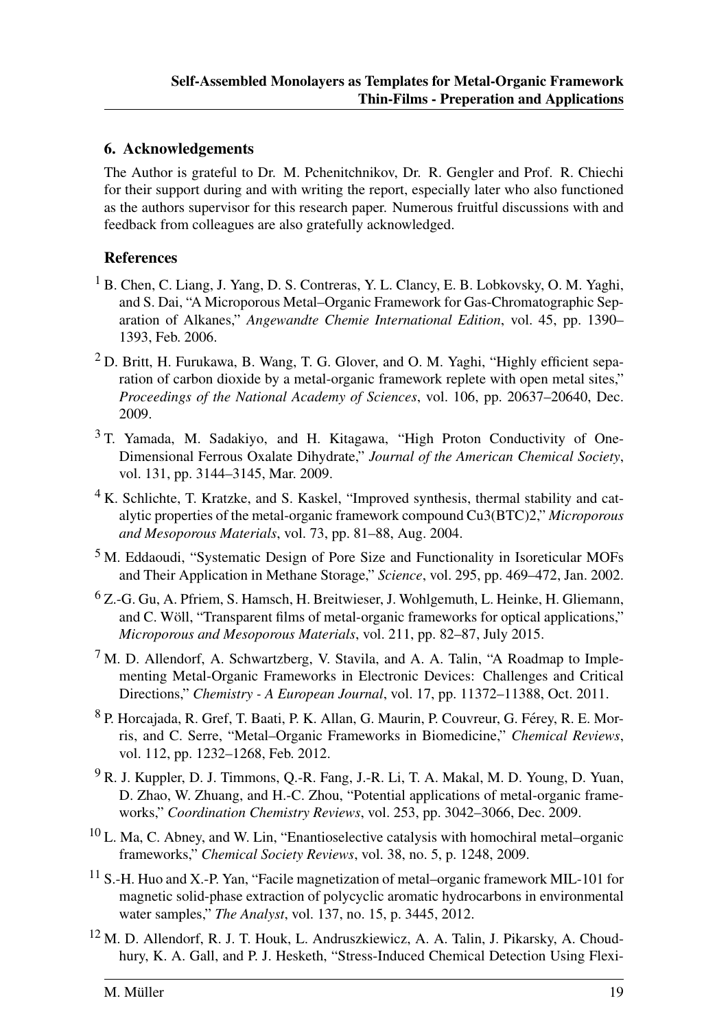## 6. Acknowledgements

The Author is grateful to Dr. M. Pchenitchnikov, Dr. R. Gengler and Prof. R. Chiechi for their support during and with writing the report, especially later who also functioned as the authors supervisor for this research paper. Numerous fruitful discussions with and feedback from colleagues are also gratefully acknowledged.

## References

[1] B. Chen, C. Liang, J. Yang, D. S. Contreras, Y. L. Clancy, E. B. Lobkovsky, O. M. Yaghi, and S. Dai, "A Microporous Metal–Organic Framework for Gas-Chromatographic Separation of Alkanes," *Angewandte Chemie International Edition*, vol. 45, pp. 1390–1393, Feb. 2006.

[2] D. Britt, H. Furukawa, B. Wang, T. G. Glover, and O. M. Yaghi, "Highly efficient separation of carbon dioxide by a metal-organic framework replete with open metal sites," *Proceedings of the National Academy of Sciences*, vol. 106, pp. 20637–20640, Dec. 2009.

[3] T. Yamada, M. Sadakiyo, and H. Kitagawa, "High Proton Conductivity of One-Dimensional Ferrous Oxalate Dihydrate," *Journal of the American Chemical Society*, vol. 131, pp. 3144–3145, Mar. 2009.

[4] K. Schlichte, T. Kratzke, and S. Kaskel, "Improved synthesis, thermal stability and catalytic properties of the metal-organic framework compound Cu3(BTC)2," *Microporous and Mesoporous Materials*, vol. 73, pp. 81–88, Aug. 2004.

[5] M. Eddaoudi, "Systematic Design of Pore Size and Functionality in Isoreticular MOFs and Their Application in Methane Storage," *Science*, vol. 295, pp. 469–472, Jan. 2002.

[6] Z.-G. Gu, A. Pfriem, S. Hamsch, H. Breitwieser, J. Wohlgemuth, L. Heinke, H. Gliemann, and C. Wöll, "Transparent films of metal-organic frameworks for optical applications," *Microporous and Mesoporous Materials*, vol. 211, pp. 82–87, July 2015.

[7] M. D. Allendorf, A. Schwartzberg, V. Stavila, and A. A. Talin, "A Roadmap to Implementing Metal-Organic Frameworks in Electronic Devices: Challenges and Critical Directions," *Chemistry - A European Journal*, vol. 17, pp. 11372–11388, Oct. 2011.

[8] P. Horcajada, R. Gref, T. Baati, P. K. Allan, G. Maurin, P. Couvreur, G. Férey, R. E. Morris, and C. Serre, "Metal–Organic Frameworks in Biomedicine," *Chemical Reviews*, vol. 112, pp. 1232–1268, Feb. 2012.

[9] R. J. Kuppler, D. J. Timmons, Q.-R. Fang, J.-R. Li, T. A. Makal, M. D. Young, D. Yuan, D. Zhao, W. Zhuang, and H.-C. Zhou, "Potential applications of metal-organic frameworks," *Coordination Chemistry Reviews*, vol. 253, pp. 3042–3066, Dec. 2009.

[10] L. Ma, C. Abney, and W. Lin, "Enantioselective catalysis with homochiral metal–organic frameworks," *Chemical Society Reviews*, vol. 38, no. 5, p. 1248, 2009.

[11] S.-H. Huo and X.-P. Yan, "Facile magnetization of metal–organic framework MIL-101 for magnetic solid-phase extraction of polycyclic aromatic hydrocarbons in environmental water samples," *The Analyst*, vol. 137, no. 15, p. 3445, 2012.

[12] M. D. Allendorf, R. J. T. Houk, L. Andruszkiewicz, A. A. Talin, J. Pikarsky, A. Choudhury, K. A. Gall, and P. J. Hesketh, "Stress-Induced Chemical Detection Using Flexi-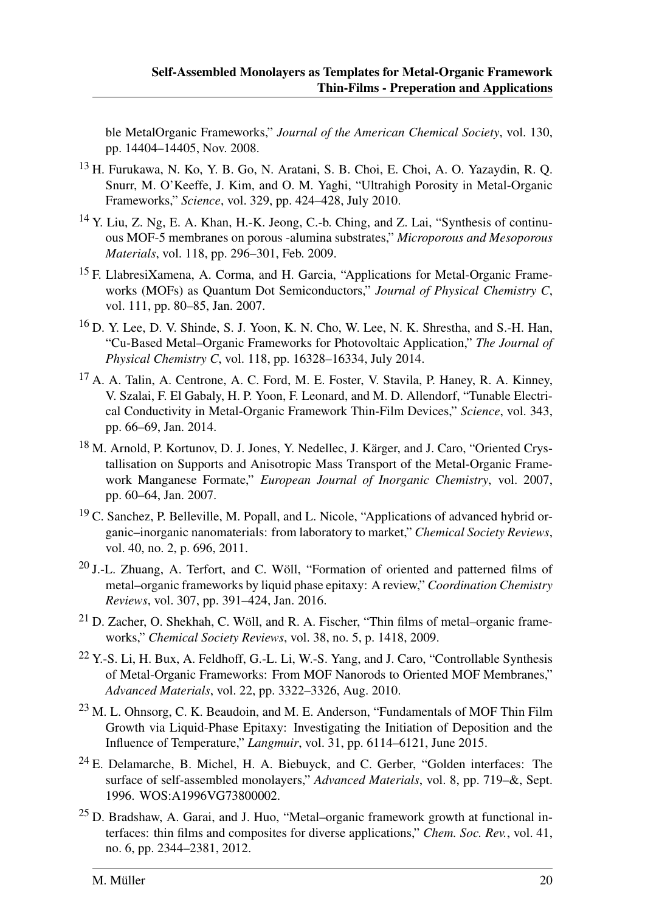ble MetalOrganic Frameworks," *Journal of the American Chemical Society*, vol. 130, pp. 14404–14405, Nov. 2008.

[13] H. Furukawa, N. Ko, Y. B. Go, N. Aratani, S. B. Choi, E. Choi, A. O. Yazaydin, R. Q. Snurr, M. O'Keeffe, J. Kim, and O. M. Yaghi, "Ultrahigh Porosity in Metal-Organic Frameworks," *Science*, vol. 329, pp. 424–428, July 2010.

[14] Y. Liu, Z. Ng, E. A. Khan, H.-K. Jeong, C.-b. Ching, and Z. Lai, "Synthesis of continuous MOF-5 membranes on porous -alumina substrates," *Microporous and Mesoporous Materials*, vol. 118, pp. 296–301, Feb. 2009.

[15] F. LlabresiXamena, A. Corma, and H. Garcia, "Applications for Metal-Organic Frameworks (MOFs) as Quantum Dot Semiconductors," *Journal of Physical Chemistry C*, vol. 111, pp. 80–85, Jan. 2007.

[16] D. Y. Lee, D. V. Shinde, S. J. Yoon, K. N. Cho, W. Lee, N. K. Shrestha, and S.-H. Han, "Cu-Based Metal–Organic Frameworks for Photovoltaic Application," *The Journal of Physical Chemistry C*, vol. 118, pp. 16328–16334, July 2014.

[17] A. A. Talin, A. Centrone, A. C. Ford, M. E. Foster, V. Stavila, P. Haney, R. A. Kinney, V. Szalai, F. El Gabaly, H. P. Yoon, F. Leonard, and M. D. Allendorf, "Tunable Electrical Conductivity in Metal-Organic Framework Thin-Film Devices," *Science*, vol. 343, pp. 66–69, Jan. 2014.

[18] M. Arnold, P. Kortunov, D. J. Jones, Y. Nedellec, J. Kärger, and J. Caro, "Oriented Crystallisation on Supports and Anisotropic Mass Transport of the Metal-Organic Framework Manganese Formate," *European Journal of Inorganic Chemistry*, vol. 2007, pp. 60–64, Jan. 2007.

[19] C. Sanchez, P. Belleville, M. Popall, and L. Nicole, "Applications of advanced hybrid organic–inorganic nanomaterials: from laboratory to market," *Chemical Society Reviews*, vol. 40, no. 2, p. 696, 2011.

[20] J.-L. Zhuang, A. Terfort, and C. Wöll, "Formation of oriented and patterned films of metal–organic frameworks by liquid phase epitaxy: A review," *Coordination Chemistry Reviews*, vol. 307, pp. 391–424, Jan. 2016.

[21] D. Zacher, O. Shekhah, C. Wöll, and R. A. Fischer, "Thin films of metal–organic frameworks," *Chemical Society Reviews*, vol. 38, no. 5, p. 1418, 2009.

[22] Y.-S. Li, H. Bux, A. Feldhoff, G.-L. Li, W.-S. Yang, and J. Caro, "Controllable Synthesis of Metal-Organic Frameworks: From MOF Nanorods to Oriented MOF Membranes," *Advanced Materials*, vol. 22, pp. 3322–3326, Aug. 2010.

[23] M. L. Ohnsorg, C. K. Beaudoin, and M. E. Anderson, "Fundamentals of MOF Thin Film Growth via Liquid-Phase Epitaxy: Investigating the Initiation of Deposition and the Influence of Temperature," *Langmuir*, vol. 31, pp. 6114–6121, June 2015.

[24] E. Delamarche, B. Michel, H. A. Biebuyck, and C. Gerber, "Golden interfaces: The surface of self-assembled monolayers," *Advanced Materials*, vol. 8, pp. 719–&, Sept. 1996. WOS:A1996VG73800002.

[25] D. Bradshaw, A. Garai, and J. Huo, "Metal–organic framework growth at functional interfaces: thin films and composites for diverse applications," *Chem. Soc. Rev.*, vol. 41, no. 6, pp. 2344–2381, 2012.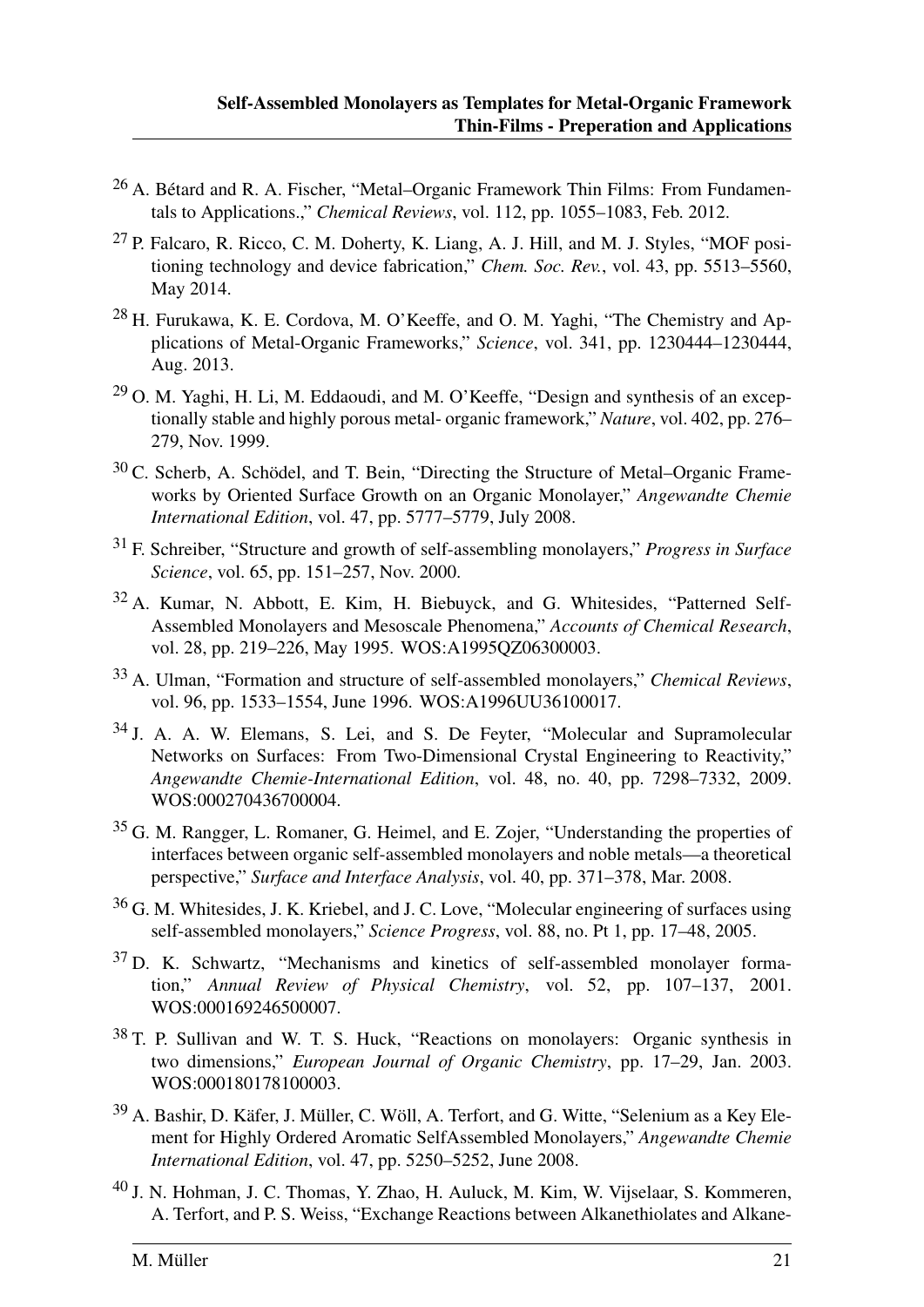[26] A. Bétard and R. A. Fischer, "Metal–Organic Framework Thin Films: From Fundamentals to Applications.," *Chemical Reviews*, vol. 112, pp. 1055–1083, Feb. 2012.

[27] P. Falcaro, R. Ricco, C. M. Doherty, K. Liang, A. J. Hill, and M. J. Styles, "MOF positioning technology and device fabrication," *Chem. Soc. Rev.*, vol. 43, pp. 5513–5560, May 2014.

[28] H. Furukawa, K. E. Cordova, M. O'Keeffe, and O. M. Yaghi, "The Chemistry and Applications of Metal-Organic Frameworks," *Science*, vol. 341, pp. 1230444–1230444, Aug. 2013.

[29] O. M. Yaghi, H. Li, M. Eddaoudi, and M. O'Keeffe, "Design and synthesis of an exceptionally stable and highly porous metal- organic framework," *Nature*, vol. 402, pp. 276–279, Nov. 1999.

[30] C. Scherb, A. Schödel, and T. Bein, "Directing the Structure of Metal–Organic Frameworks by Oriented Surface Growth on an Organic Monolayer," *Angewandte Chemie International Edition*, vol. 47, pp. 5777–5779, July 2008.

[31] F. Schreiber, "Structure and growth of self-assembling monolayers," *Progress in Surface Science*, vol. 65, pp. 151–257, Nov. 2000.

[32] A. Kumar, N. Abbott, E. Kim, H. Biebuyck, and G. Whitesides, "Patterned Self-Assembled Monolayers and Mesoscale Phenomena," *Accounts of Chemical Research*, vol. 28, pp. 219–226, May 1995. WOS:A1995QZ06300003.

[33] A. Ulman, "Formation and structure of self-assembled monolayers," *Chemical Reviews*, vol. 96, pp. 1533–1554, June 1996. WOS:A1996UU36100017.

[34] J. A. A. W. Elemans, S. Lei, and S. De Feyter, "Molecular and Supramolecular Networks on Surfaces: From Two-Dimensional Crystal Engineering to Reactivity," *Angewandte Chemie-International Edition*, vol. 48, no. 40, pp. 7298–7332, 2009. WOS:000270436700004.

[35] G. M. Rangger, L. Romaner, G. Heimel, and E. Zojer, "Understanding the properties of interfaces between organic self-assembled monolayers and noble metals—a theoretical perspective," *Surface and Interface Analysis*, vol. 40, pp. 371–378, Mar. 2008.

[36] G. M. Whitesides, J. K. Kriebel, and J. C. Love, "Molecular engineering of surfaces using self-assembled monolayers," *Science Progress*, vol. 88, no. Pt 1, pp. 17–48, 2005.

[37] D. K. Schwartz, "Mechanisms and kinetics of self-assembled monolayer formation," *Annual Review of Physical Chemistry*, vol. 52, pp. 107–137, 2001. WOS:000169246500007.

[38] T. P. Sullivan and W. T. S. Huck, "Reactions on monolayers: Organic synthesis in two dimensions," *European Journal of Organic Chemistry*, pp. 17–29, Jan. 2003. WOS:000180178100003.

[39] A. Bashir, D. Käfer, J. Müller, C. Wöll, A. Terfort, and G. Witte, "Selenium as a Key Element for Highly Ordered Aromatic SelfAssembled Monolayers," *Angewandte Chemie International Edition*, vol. 47, pp. 5250–5252, June 2008.

[40] J. N. Hohman, J. C. Thomas, Y. Zhao, H. Auluck, M. Kim, W. Vijselaar, S. Kommeren, A. Terfort, and P. S. Weiss, "Exchange Reactions between Alkanethiolates and Alkane-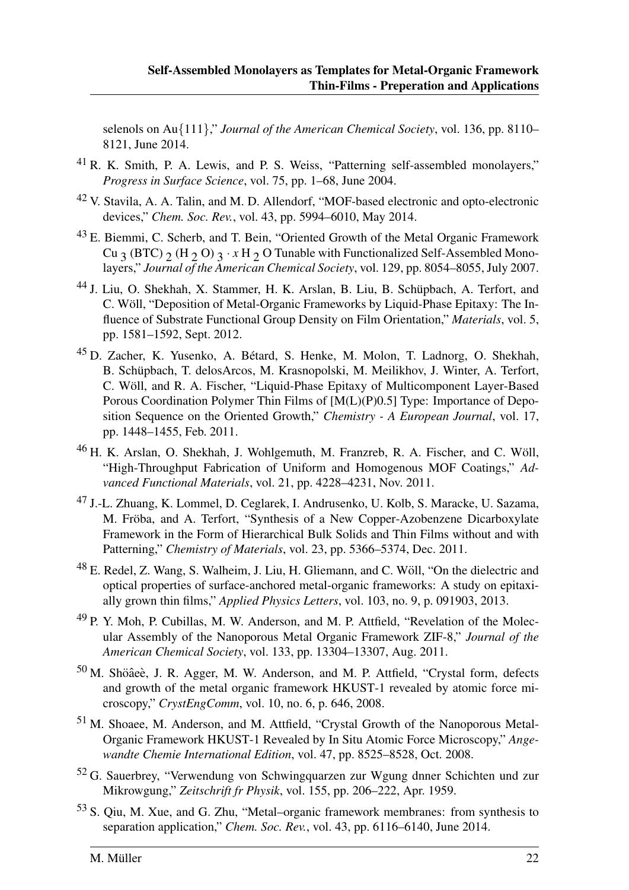selenols on Au{111}," *Journal of the American Chemical Society*, vol. 136, pp. 8110–8121, June 2014.

[41] R. K. Smith, P. A. Lewis, and P. S. Weiss, "Patterning self-assembled monolayers," *Progress in Surface Science*, vol. 75, pp. 1–68, June 2004.

[42] V. Stavila, A. A. Talin, and M. D. Allendorf, "MOF-based electronic and opto-electronic devices," *Chem. Soc. Rev.*, vol. 43, pp. 5994–6010, May 2014.

[43] E. Biemmi, C. Scherb, and T. Bein, "Oriented Growth of the Metal Organic Framework $Cu_3(BTC)_2(H_2O)_3 \cdot x H_2O$ Tunable with Functionalized Self-Assembled Monolayers," *Journal of the American Chemical Society*, vol. 129, pp. 8054–8055, July 2007.

[44] J. Liu, O. Shekhah, X. Stammer, H. K. Arslan, B. Liu, B. Schüpbach, A. Terfort, and C. Wöll, "Deposition of Metal-Organic Frameworks by Liquid-Phase Epitaxy: The Influence of Substrate Functional Group Density on Film Orientation," *Materials*, vol. 5, pp. 1581–1592, Sept. 2012.

[45] D. Zacher, K. Yusenko, A. Bétard, S. Henke, M. Molon, T. Ladnorg, O. Shekhah, B. Schüpbach, T. delosArcos, M. Krasnopolski, M. Meilikhov, J. Winter, A. Terfort, C. Wöll, and R. A. Fischer, "Liquid-Phase Epitaxy of Multicomponent Layer-Based Porous Coordination Polymer Thin Films of [M(L)(P)0.5] Type: Importance of Deposition Sequence on the Oriented Growth," *Chemistry - A European Journal*, vol. 17, pp. 1448–1455, Feb. 2011.

[46] H. K. Arslan, O. Shekhah, J. Wohlgemuth, M. Franzreb, R. A. Fischer, and C. Wöll, "High-Throughput Fabrication of Uniform and Homogenous MOF Coatings," *Advanced Functional Materials*, vol. 21, pp. 4228–4231, Nov. 2011.

[47] J.-L. Zhuang, K. Lommel, D. Ceglarek, I. Andrusenko, U. Kolb, S. Maracke, U. Sazama, M. Fröba, and A. Terfort, "Synthesis of a New Copper-Azobenzene Dicarboxylate Framework in the Form of Hierarchical Bulk Solids and Thin Films without and with Patterning," *Chemistry of Materials*, vol. 23, pp. 5366–5374, Dec. 2011.

[48] E. Redel, Z. Wang, S. Walheim, J. Liu, H. Gliemann, and C. Wöll, "On the dielectric and optical properties of surface-anchored metal-organic frameworks: A study on epitaxially grown thin films," *Applied Physics Letters*, vol. 103, no. 9, p. 091903, 2013.

[49] P. Y. Moh, P. Cubillas, M. W. Anderson, and M. P. Attfield, "Revelation of the Molecular Assembly of the Nanoporous Metal Organic Framework ZIF-8," *Journal of the American Chemical Society*, vol. 133, pp. 13304–13307, Aug. 2011.

[50] M. Shöâeè, J. R. Agger, M. W. Anderson, and M. P. Attfield, "Crystal form, defects and growth of the metal organic framework HKUST-1 revealed by atomic force microscopy," *CrystEngComm*, vol. 10, no. 6, p. 646, 2008.

[51] M. Shoaee, M. Anderson, and M. Attfield, "Crystal Growth of the Nanoporous Metal-Organic Framework HKUST-1 Revealed by In Situ Atomic Force Microscopy," *Angewandte Chemie International Edition*, vol. 47, pp. 8525–8528, Oct. 2008.

[52] G. Sauerbrey, "Verwendung von Schwingquarzen zur Wgung dnner Schichten und zur Mikrowgung," *Zeitschrift fr Physik*, vol. 155, pp. 206–222, Apr. 1959.

[53] S. Qiu, M. Xue, and G. Zhu, "Metal–organic framework membranes: from synthesis to separation application," *Chem. Soc. Rev.*, vol. 43, pp. 6116–6140, June 2014.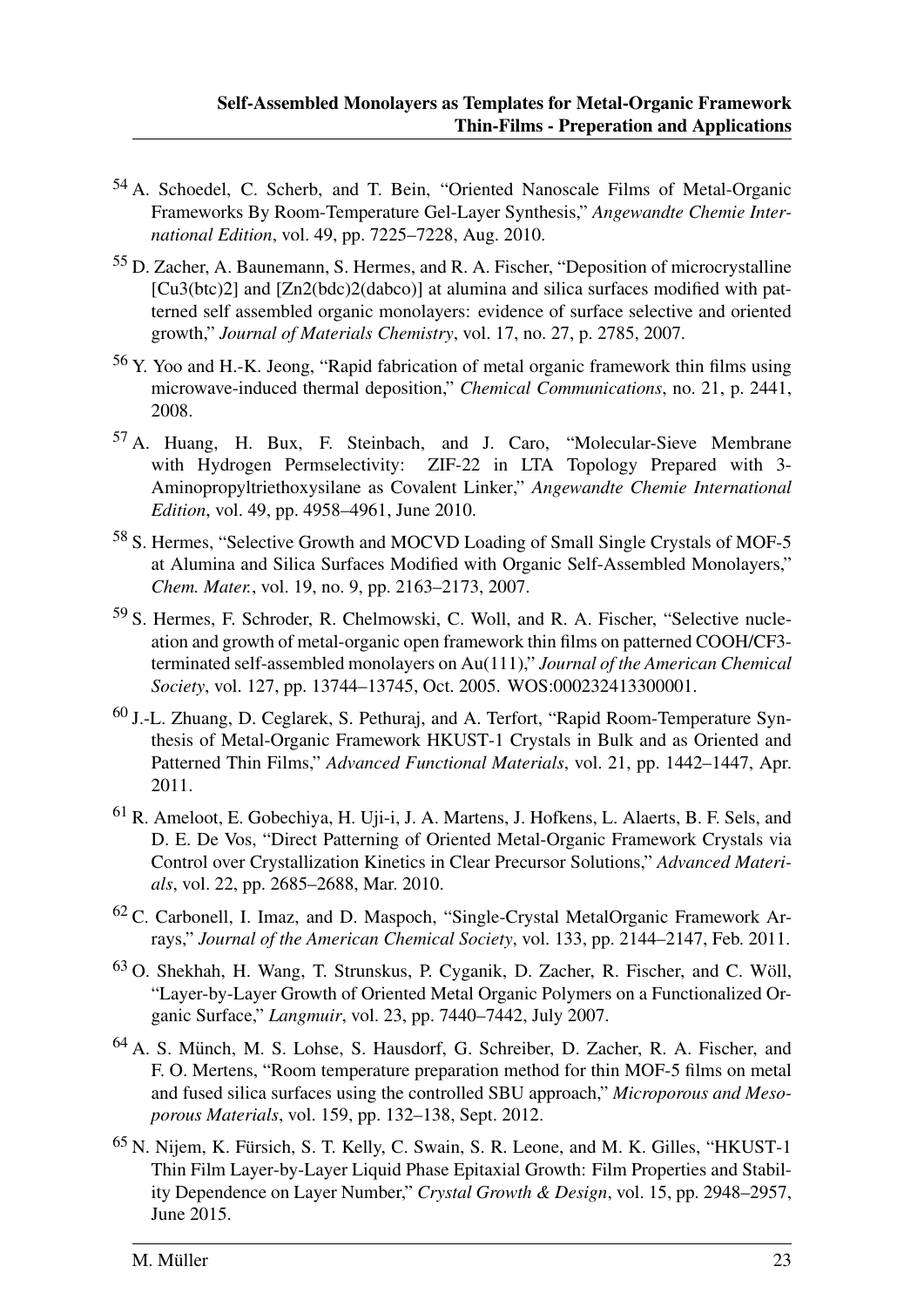[54] A. Schoedel, C. Scherb, and T. Bein, "Oriented Nanoscale Films of Metal-Organic Frameworks By Room-Temperature Gel-Layer Synthesis," *Angewandte Chemie International Edition*, vol. 49, pp. 7225–7228, Aug. 2010.

[55] D. Zacher, A. Baunemann, S. Hermes, and R. A. Fischer, "Deposition of microcrystalline [Cu3(btc)2] and [Zn2(bdc)2(dabco)] at alumina and silica surfaces modified with patterned self assembled organic monolayers: evidence of surface selective and oriented growth," *Journal of Materials Chemistry*, vol. 17, no. 27, p. 2785, 2007.

[56] Y. Yoo and H.-K. Jeong, "Rapid fabrication of metal organic framework thin films using microwave-induced thermal deposition," *Chemical Communications*, no. 21, p. 2441, 2008.

[57] A. Huang, H. Bux, F. Steinbach, and J. Caro, "Molecular-Sieve Membrane with Hydrogen Permselectivity: ZIF-22 in LTA Topology Prepared with 3-Aminopropyltriethoxysilane as Covalent Linker," *Angewandte Chemie International Edition*, vol. 49, pp. 4958–4961, June 2010.

[58] S. Hermes, "Selective Growth and MOCVD Loading of Small Single Crystals of MOF-5 at Alumina and Silica Surfaces Modified with Organic Self-Assembled Monolayers," *Chem. Mater.*, vol. 19, no. 9, pp. 2163–2173, 2007.

[59] S. Hermes, F. Schroder, R. Chelmowski, C. Woll, and R. A. Fischer, "Selective nucleation and growth of metal-organic open framework thin films on patterned COOH/CF3-terminated self-assembled monolayers on Au(111)," *Journal of the American Chemical Society*, vol. 127, pp. 13744–13745, Oct. 2005. WOS:000232413300001.

[60] J.-L. Zhuang, D. Ceglarek, S. Pethuraj, and A. Terfort, "Rapid Room-Temperature Synthesis of Metal-Organic Framework HKUST-1 Crystals in Bulk and as Oriented and Patterned Thin Films," *Advanced Functional Materials*, vol. 21, pp. 1442–1447, Apr. 2011.

[61] R. Ameloot, E. Gobechiya, H. Uji-i, J. A. Martens, J. Hofkens, L. Alaerts, B. F. Sels, and D. E. De Vos, "Direct Patterning of Oriented Metal-Organic Framework Crystals via Control over Crystallization Kinetics in Clear Precursor Solutions," *Advanced Materials*, vol. 22, pp. 2685–2688, Mar. 2010.

[62] C. Carbonell, I. Imaz, and D. Maspoch, "Single-Crystal MetalOrganic Framework Arrays," *Journal of the American Chemical Society*, vol. 133, pp. 2144–2147, Feb. 2011.

[63] O. Shekhah, H. Wang, T. Strunskus, P. Cyganik, D. Zacher, R. Fischer, and C. Wöll, "Layer-by-Layer Growth of Oriented Metal Organic Polymers on a Functionalized Organic Surface," *Langmuir*, vol. 23, pp. 7440–7442, July 2007.

[64] A. S. Münch, M. S. Lohse, S. Hausdorf, G. Schreiber, D. Zacher, R. A. Fischer, and F. O. Mertens, "Room temperature preparation method for thin MOF-5 films on metal and fused silica surfaces using the controlled SBU approach," *Microporous and Mesoporous Materials*, vol. 159, pp. 132–138, Sept. 2012.

[65] N. Nijem, K. Fürsich, S. T. Kelly, C. Swain, S. R. Leone, and M. K. Gilles, "HKUST-1 Thin Film Layer-by-Layer Liquid Phase Epitaxial Growth: Film Properties and Stability Dependence on Layer Number," *Crystal Growth & Design*, vol. 15, pp. 2948–2957, June 2015.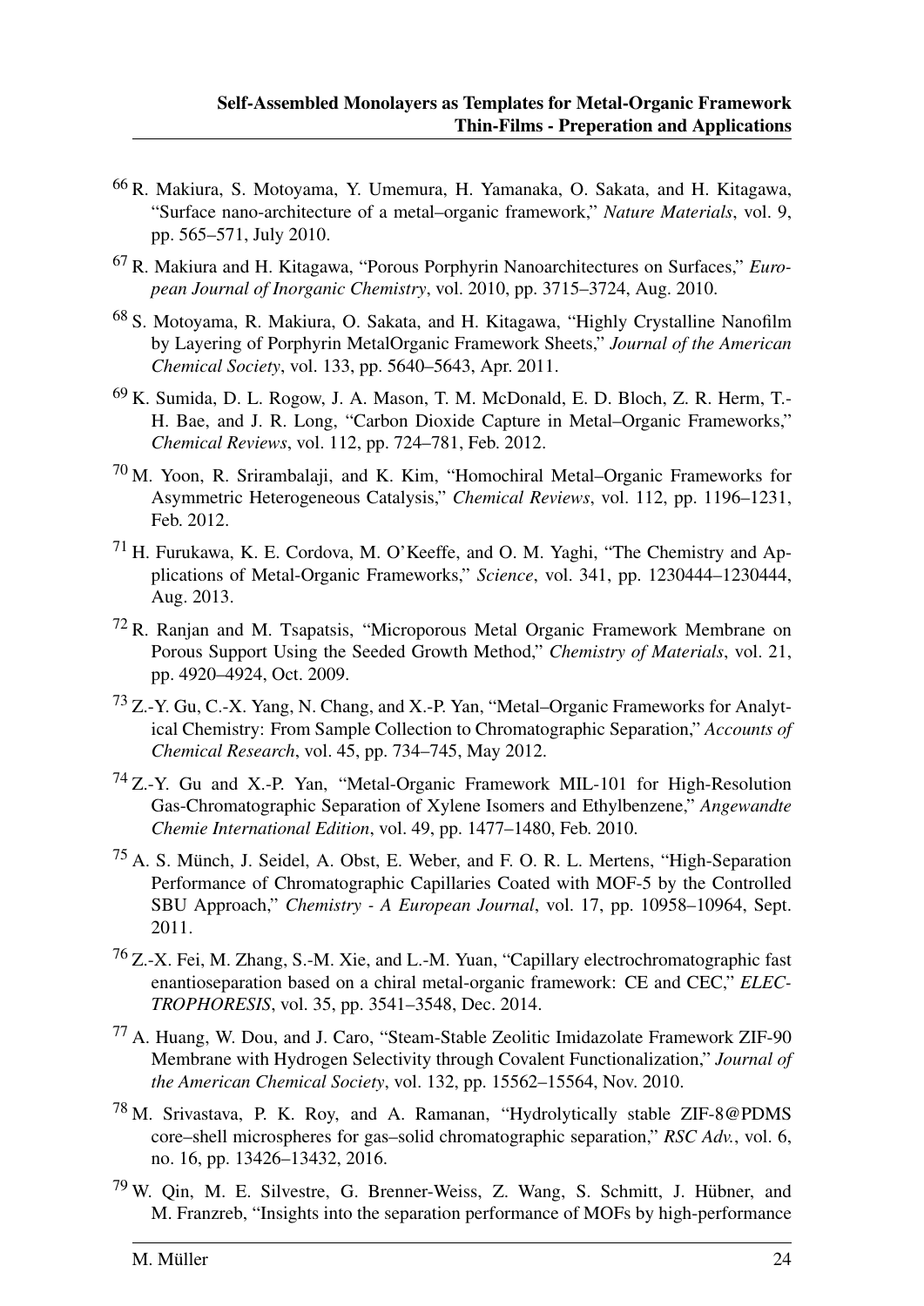[66] R. Makiura, S. Motoyama, Y. Umemura, H. Yamanaka, O. Sakata, and H. Kitagawa, "Surface nano-architecture of a metal–organic framework," *Nature Materials*, vol. 9, pp. 565–571, July 2010.

[67] R. Makiura and H. Kitagawa, "Porous Porphyrin Nanoarchitectures on Surfaces," *European Journal of Inorganic Chemistry*, vol. 2010, pp. 3715–3724, Aug. 2010.

[68] S. Motoyama, R. Makiura, O. Sakata, and H. Kitagawa, "Highly Crystalline Nanofilm by Layering of Porphyrin MetalOrganic Framework Sheets," *Journal of the American Chemical Society*, vol. 133, pp. 5640–5643, Apr. 2011.

[69] K. Sumida, D. L. Rogow, J. A. Mason, T. M. McDonald, E. D. Bloch, Z. R. Herm, T.-H. Bae, and J. R. Long, "Carbon Dioxide Capture in Metal–Organic Frameworks," *Chemical Reviews*, vol. 112, pp. 724–781, Feb. 2012.

[70] M. Yoon, R. Srirambalaji, and K. Kim, "Homochiral Metal–Organic Frameworks for Asymmetric Heterogeneous Catalysis," *Chemical Reviews*, vol. 112, pp. 1196–1231, Feb. 2012.

[71] H. Furukawa, K. E. Cordova, M. O'Keeffe, and O. M. Yaghi, "The Chemistry and Applications of Metal-Organic Frameworks," *Science*, vol. 341, pp. 1230444–1230444, Aug. 2013.

[72] R. Ranjan and M. Tsapatsis, "Microporous Metal Organic Framework Membrane on Porous Support Using the Seeded Growth Method," *Chemistry of Materials*, vol. 21, pp. 4920–4924, Oct. 2009.

[73] Z.-Y. Gu, C.-X. Yang, N. Chang, and X.-P. Yan, "Metal–Organic Frameworks for Analytical Chemistry: From Sample Collection to Chromatographic Separation," *Accounts of Chemical Research*, vol. 45, pp. 734–745, May 2012.

[74] Z.-Y. Gu and X.-P. Yan, "Metal-Organic Framework MIL-101 for High-Resolution Gas-Chromatographic Separation of Xylene Isomers and Ethylbenzene," *Angewandte Chemie International Edition*, vol. 49, pp. 1477–1480, Feb. 2010.

[75] A. S. Münch, J. Seidel, A. Obst, E. Weber, and F. O. R. L. Mertens, "High-Separation Performance of Chromatographic Capillaries Coated with MOF-5 by the Controlled SBU Approach," *Chemistry - A European Journal*, vol. 17, pp. 10958–10964, Sept. 2011.

[76] Z.-X. Fei, M. Zhang, S.-M. Xie, and L.-M. Yuan, "Capillary electrochromatographic fast enantioseparation based on a chiral metal-organic framework: CE and CEC," *ELECTROPHORESIS*, vol. 35, pp. 3541–3548, Dec. 2014.

[77] A. Huang, W. Dou, and J. Caro, "Steam-Stable Zeolitic Imidazolate Framework ZIF-90 Membrane with Hydrogen Selectivity through Covalent Functionalization," *Journal of the American Chemical Society*, vol. 132, pp. 15562–15564, Nov. 2010.

[78] M. Srivastava, P. K. Roy, and A. Ramanan, "Hydrolytically stable ZIF-8@PDMS core–shell microspheres for gas–solid chromatographic separation," *RSC Adv.*, vol. 6, no. 16, pp. 13426–13432, 2016.

[79] W. Qin, M. E. Silvestre, G. Brenner-Weiss, Z. Wang, S. Schmitt, J. Hübner, and M. Franzreb, "Insights into the separation performance of MOFs by high-performance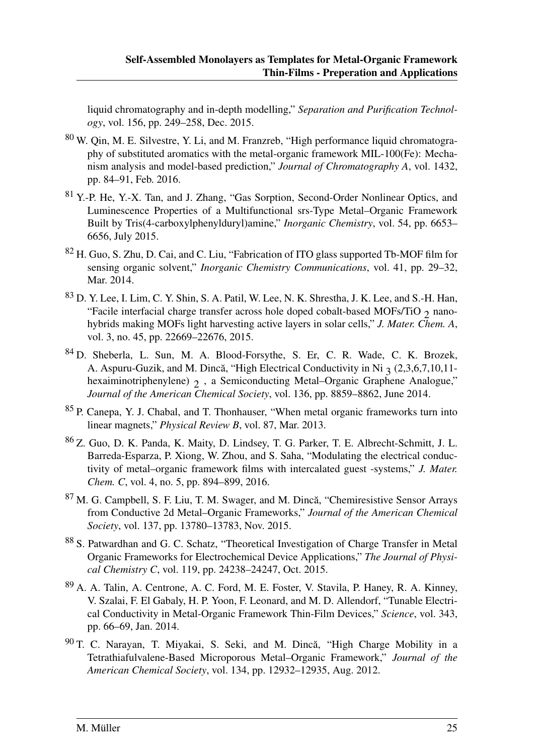liquid chromatography and in-depth modelling," *Separation and Purification Technology*, vol. 156, pp. 249–258, Dec. 2015.

[80] W. Qin, M. E. Silvestre, Y. Li, and M. Franzreb, "High performance liquid chromatography of substituted aromatics with the metal-organic framework MIL-100(Fe): Mechanism analysis and model-based prediction," *Journal of Chromatography A*, vol. 1432, pp. 84–91, Feb. 2016.

[81] Y.-P. He, Y.-X. Tan, and J. Zhang, "Gas Sorption, Second-Order Nonlinear Optics, and Luminescence Properties of a Multifunctional srs-Type Metal–Organic Framework Built by Tris(4-carboxylphenylduryl)amine," *Inorganic Chemistry*, vol. 54, pp. 6653–6656, July 2015.

[82] H. Guo, S. Zhu, D. Cai, and C. Liu, "Fabrication of ITO glass supported Tb-MOF film for sensing organic solvent," *Inorganic Chemistry Communications*, vol. 41, pp. 29–32, Mar. 2014.

[83] D. Y. Lee, I. Lim, C. Y. Shin, S. A. Patil, W. Lee, N. K. Shrestha, J. K. Lee, and S.-H. Han, "Facile interfacial charge transfer across hole doped cobalt-based MOFs/$TiO_2$ nanohybrids making MOFs light harvesting active layers in solar cells," *J. Mater. Chem. A*, vol. 3, no. 45, pp. 22669–22676, 2015.

[84] D. Sheberla, L. Sun, M. A. Blood-Forsythe, S. Er, C. R. Wade, C. K. Brozek, A. Aspuru-Guzik, and M. Dincă, "High Electrical Conductivity in $Ni_3$(2,3,6,7,10,11-hexaiminotriphenylene)$_2$, a Semiconducting Metal–Organic Graphene Analogue," *Journal of the American Chemical Society*, vol. 136, pp. 8859–8862, June 2014.

[85] P. Canepa, Y. J. Chabal, and T. Thonhauser, "When metal organic frameworks turn into linear magnets," *Physical Review B*, vol. 87, Mar. 2013.

[86] Z. Guo, D. K. Panda, K. Maity, D. Lindsey, T. G. Parker, T. E. Albrecht-Schmitt, J. L. Barreda-Esparza, P. Xiong, W. Zhou, and S. Saha, "Modulating the electrical conductivity of metal–organic framework films with intercalated guest -systems," *J. Mater. Chem. C*, vol. 4, no. 5, pp. 894–899, 2016.

[87] M. G. Campbell, S. F. Liu, T. M. Swager, and M. Dincă, "Chemiresistive Sensor Arrays from Conductive 2d Metal–Organic Frameworks," *Journal of the American Chemical Society*, vol. 137, pp. 13780–13783, Nov. 2015.

[88] S. Patwardhan and G. C. Schatz, "Theoretical Investigation of Charge Transfer in Metal Organic Frameworks for Electrochemical Device Applications," *The Journal of Physical Chemistry C*, vol. 119, pp. 24238–24247, Oct. 2015.

[89] A. A. Talin, A. Centrone, A. C. Ford, M. E. Foster, V. Stavila, P. Haney, R. A. Kinney, V. Szalai, F. El Gabaly, H. P. Yoon, F. Leonard, and M. D. Allendorf, "Tunable Electrical Conductivity in Metal-Organic Framework Thin-Film Devices," *Science*, vol. 343, pp. 66–69, Jan. 2014.

[90] T. C. Narayan, T. Miyakai, S. Seki, and M. Dincă, "High Charge Mobility in a Tetrathiafulvalene-Based Microporous Metal–Organic Framework," *Journal of the American Chemical Society*, vol. 134, pp. 12932–12935, Aug. 2012.